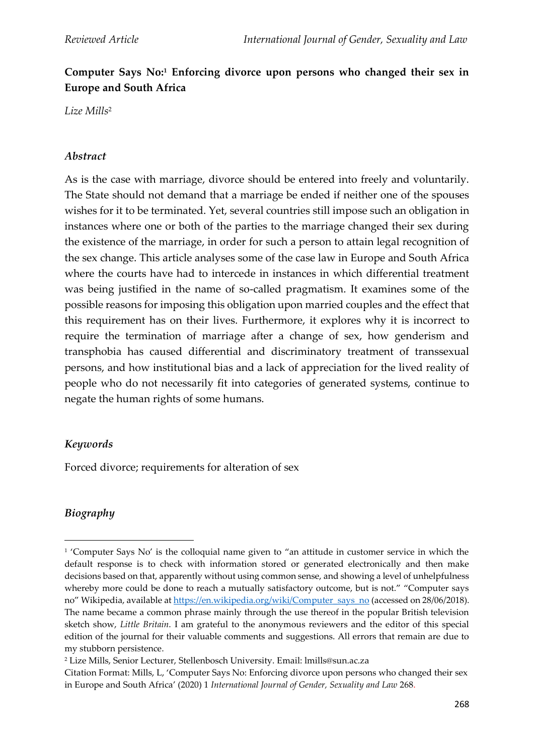# Computer Says No:[1] Enforcing divorce upon persons who changed their sex in Europe and South Africa

*Lize Mills*[2]

## *Abstract*

As is the case with marriage, divorce should be entered into freely and voluntarily. The State should not demand that a marriage be ended if neither one of the spouses wishes for it to be terminated. Yet, several countries still impose such an obligation in instances where one or both of the parties to the marriage changed their sex during the existence of the marriage, in order for such a person to attain legal recognition of the sex change. This article analyses some of the case law in Europe and South Africa where the courts have had to intercede in instances in which differential treatment was being justified in the name of so-called pragmatism. It examines some of the possible reasons for imposing this obligation upon married couples and the effect that this requirement has on their lives. Furthermore, it explores why it is incorrect to require the termination of marriage after a change of sex, how genderism and transphobia has caused differential and discriminatory treatment of transsexual persons, and how institutional bias and a lack of appreciation for the lived reality of people who do not necessarily fit into categories of generated systems, continue to negate the human rights of some humans.

## *Keywords*

Forced divorce; requirements for alteration of sex

## *Biography*

---

[1] 'Computer Says No' is the colloquial name given to "an attitude in customer service in which the default response is to check with information stored or generated electronically and then make decisions based on that, apparently without using common sense, and showing a level of unhelpfulness whereby more could be done to reach a mutually satisfactory outcome, but is not." "Computer says no" Wikipedia, available at https://en.wikipedia.org/wiki/Computer_says_no (accessed on 28/06/2018). The name became a common phrase mainly through the use thereof in the popular British television sketch show, *Little Britain*. I am grateful to the anonymous reviewers and the editor of this special edition of the journal for their valuable comments and suggestions. All errors that remain are due to my stubborn persistence.

[2] Lize Mills, Senior Lecturer, Stellenbosch University. Email: lmills@sun.ac.za

Citation Format: Mills, L, 'Computer Says No: Enforcing divorce upon persons who changed their sex in Europe and South Africa' (2020) 1 *International Journal of Gender, Sexuality and Law* 268.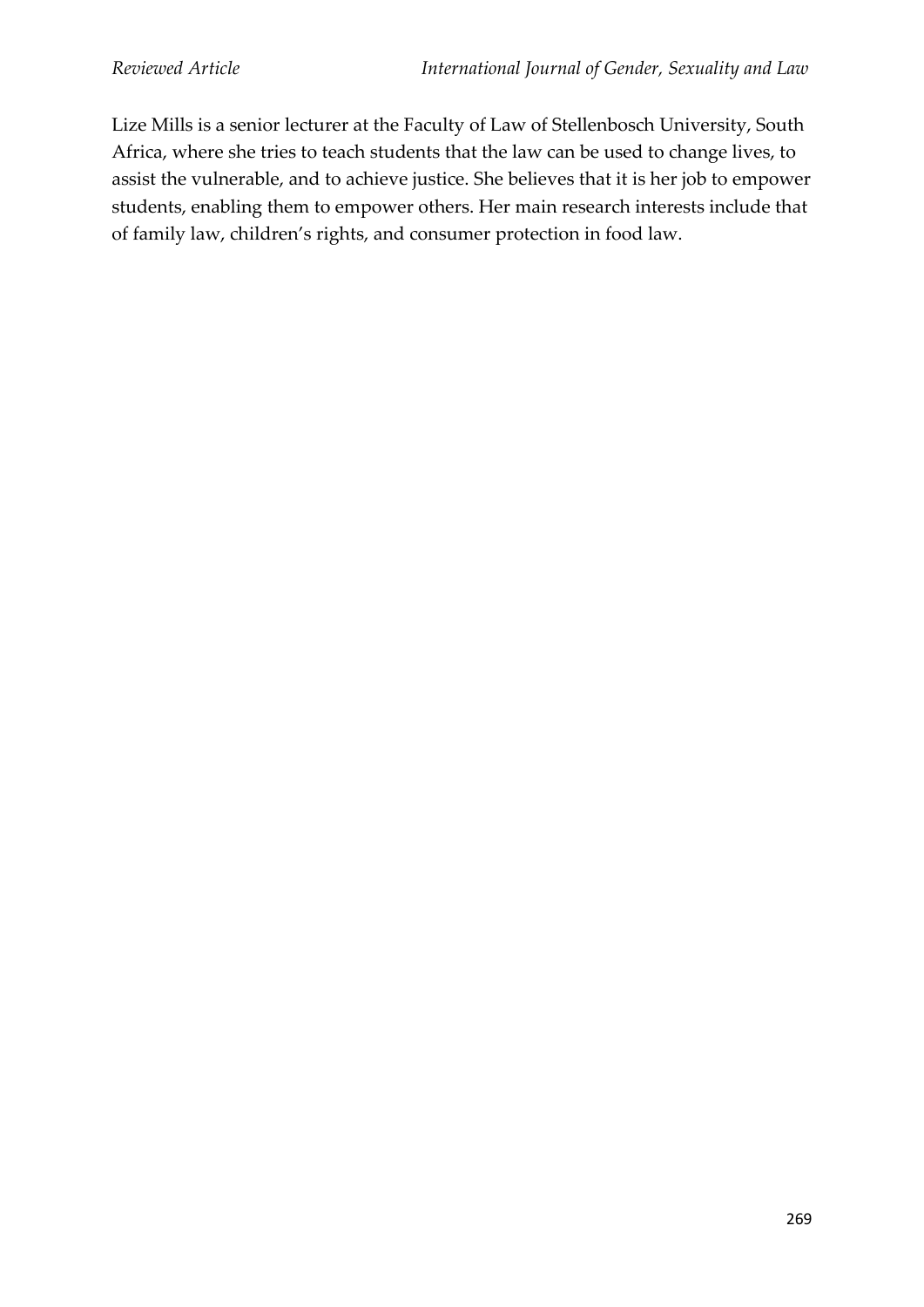Lize Mills is a senior lecturer at the Faculty of Law of Stellenbosch University, South Africa, where she tries to teach students that the law can be used to change lives, to assist the vulnerable, and to achieve justice. She believes that it is her job to empower students, enabling them to empower others. Her main research interests include that of family law, children's rights, and consumer protection in food law.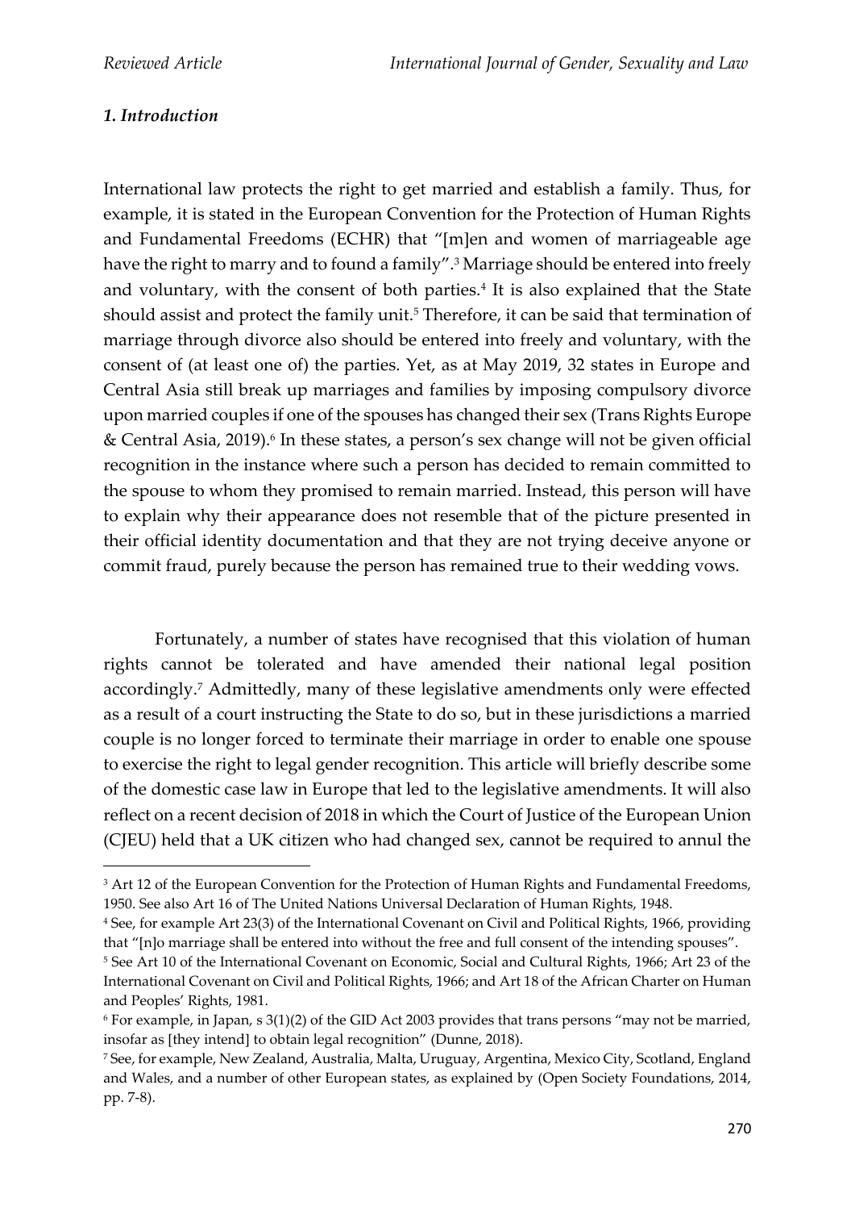### *1. Introduction*

International law protects the right to get married and establish a family. Thus, for example, it is stated in the European Convention for the Protection of Human Rights and Fundamental Freedoms (ECHR) that "[m]en and women of marriageable age have the right to marry and to found a family".[3] Marriage should be entered into freely and voluntary, with the consent of both parties.[4] It is also explained that the State should assist and protect the family unit.[5] Therefore, it can be said that termination of marriage through divorce also should be entered into freely and voluntary, with the consent of (at least one of) the parties. Yet, as at May 2019, 32 states in Europe and Central Asia still break up marriages and families by imposing compulsory divorce upon married couples if one of the spouses has changed their sex (Trans Rights Europe & Central Asia, 2019).[6] In these states, a person's sex change will not be given official recognition in the instance where such a person has decided to remain committed to the spouse to whom they promised to remain married. Instead, this person will have to explain why their appearance does not resemble that of the picture presented in their official identity documentation and that they are not trying deceive anyone or commit fraud, purely because the person has remained true to their wedding vows.

Fortunately, a number of states have recognised that this violation of human rights cannot be tolerated and have amended their national legal position accordingly.[7] Admittedly, many of these legislative amendments only were effected as a result of a court instructing the State to do so, but in these jurisdictions a married couple is no longer forced to terminate their marriage in order to enable one spouse to exercise the right to legal gender recognition. This article will briefly describe some of the domestic case law in Europe that led to the legislative amendments. It will also reflect on a recent decision of 2018 in which the Court of Justice of the European Union (CJEU) held that a UK citizen who had changed sex, cannot be required to annul the

---

[3] Art 12 of the European Convention for the Protection of Human Rights and Fundamental Freedoms, 1950. See also Art 16 of The United Nations Universal Declaration of Human Rights, 1948.

[4] See, for example Art 23(3) of the International Covenant on Civil and Political Rights, 1966, providing that "[n]o marriage shall be entered into without the free and full consent of the intending spouses".

[5] See Art 10 of the International Covenant on Economic, Social and Cultural Rights, 1966; Art 23 of the International Covenant on Civil and Political Rights, 1966; and Art 18 of the African Charter on Human and Peoples' Rights, 1981.

[6] For example, in Japan, s 3(1)(2) of the GID Act 2003 provides that trans persons "may not be married, insofar as [they intend] to obtain legal recognition" (Dunne, 2018).

[7] See, for example, New Zealand, Australia, Malta, Uruguay, Argentina, Mexico City, Scotland, England and Wales, and a number of other European states, as explained by (Open Society Foundations, 2014, pp. 7-8).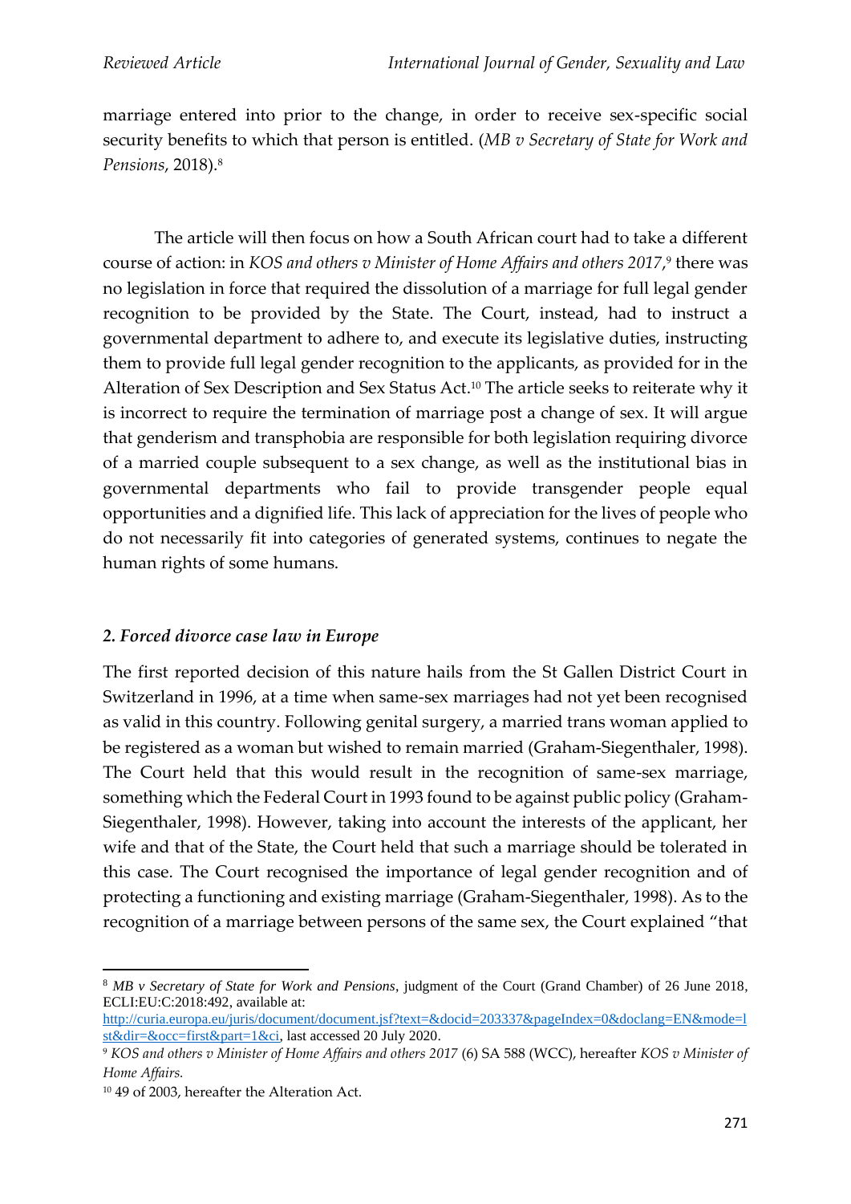marriage entered into prior to the change, in order to receive sex-specific social security benefits to which that person is entitled. (*MB v Secretary of State for Work and Pensions*, 2018).[8]

The article will then focus on how a South African court had to take a different course of action: in *KOS and others v Minister of Home Affairs and others 2017*,[9] there was no legislation in force that required the dissolution of a marriage for full legal gender recognition to be provided by the State. The Court, instead, had to instruct a governmental department to adhere to, and execute its legislative duties, instructing them to provide full legal gender recognition to the applicants, as provided for in the Alteration of Sex Description and Sex Status Act.[10] The article seeks to reiterate why it is incorrect to require the termination of marriage post a change of sex. It will argue that genderism and transphobia are responsible for both legislation requiring divorce of a married couple subsequent to a sex change, as well as the institutional bias in governmental departments who fail to provide transgender people equal opportunities and a dignified life. This lack of appreciation for the lives of people who do not necessarily fit into categories of generated systems, continues to negate the human rights of some humans.

## *2. Forced divorce case law in Europe*

The first reported decision of this nature hails from the St Gallen District Court in Switzerland in 1996, at a time when same-sex marriages had not yet been recognised as valid in this country. Following genital surgery, a married trans woman applied to be registered as a woman but wished to remain married (Graham-Siegenthaler, 1998). The Court held that this would result in the recognition of same-sex marriage, something which the Federal Court in 1993 found to be against public policy (Graham-Siegenthaler, 1998). However, taking into account the interests of the applicant, her wife and that of the State, the Court held that such a marriage should be tolerated in this case. The Court recognised the importance of legal gender recognition and of protecting a functioning and existing marriage (Graham-Siegenthaler, 1998). As to the recognition of a marriage between persons of the same sex, the Court explained "that

---

[8] *MB v Secretary of State for Work and Pensions*, judgment of the Court (Grand Chamber) of 26 June 2018, ECLI:EU:C:2018:492, available at: http://curia.europa.eu/juris/document/document.jsf?text=&docid=203337&pageIndex=0&doclang=EN&mode=lst&dir=&occ=first&part=1&ci, last accessed 20 July 2020.

[9] *KOS and others v Minister of Home Affairs and others 2017* (6) SA 588 (WCC), hereafter *KOS v Minister of Home Affairs.*

[10] 49 of 2003, hereafter the Alteration Act.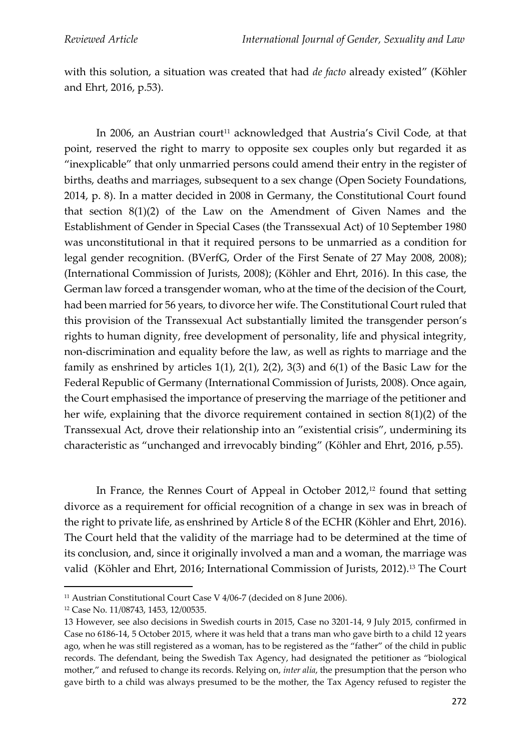with this solution, a situation was created that had *de facto* already existed" (Köhler and Ehrt, 2016, p.53).

In 2006, an Austrian court[11] acknowledged that Austria's Civil Code, at that point, reserved the right to marry to opposite sex couples only but regarded it as "inexplicable" that only unmarried persons could amend their entry in the register of births, deaths and marriages, subsequent to a sex change (Open Society Foundations, 2014, p. 8). In a matter decided in 2008 in Germany, the Constitutional Court found that section 8(1)(2) of the Law on the Amendment of Given Names and the Establishment of Gender in Special Cases (the Transsexual Act) of 10 September 1980 was unconstitutional in that it required persons to be unmarried as a condition for legal gender recognition. (BVerfG, Order of the First Senate of 27 May 2008, 2008); (International Commission of Jurists, 2008); (Köhler and Ehrt, 2016). In this case, the German law forced a transgender woman, who at the time of the decision of the Court, had been married for 56 years, to divorce her wife. The Constitutional Court ruled that this provision of the Transsexual Act substantially limited the transgender person's rights to human dignity, free development of personality, life and physical integrity, non-discrimination and equality before the law, as well as rights to marriage and the family as enshrined by articles 1(1), 2(1), 2(2), 3(3) and 6(1) of the Basic Law for the Federal Republic of Germany (International Commission of Jurists, 2008). Once again, the Court emphasised the importance of preserving the marriage of the petitioner and her wife, explaining that the divorce requirement contained in section 8(1)(2) of the Transsexual Act, drove their relationship into an "existential crisis", undermining its characteristic as "unchanged and irrevocably binding" (Köhler and Ehrt, 2016, p.55).

In France, the Rennes Court of Appeal in October 2012,[12] found that setting divorce as a requirement for official recognition of a change in sex was in breach of the right to private life, as enshrined by Article 8 of the ECHR (Köhler and Ehrt, 2016). The Court held that the validity of the marriage had to be determined at the time of its conclusion, and, since it originally involved a man and a woman, the marriage was valid (Köhler and Ehrt, 2016; International Commission of Jurists, 2012).[13] The Court

[11] Austrian Constitutional Court Case V 4/06-7 (decided on 8 June 2006).

[12] Case No. 11/08743, 1453, 12/00535.

[13] However, see also decisions in Swedish courts in 2015, Case no 3201-14, 9 July 2015, confirmed in Case no 6186-14, 5 October 2015, where it was held that a trans man who gave birth to a child 12 years ago, when he was still registered as a woman, has to be registered as the "father" of the child in public records. The defendant, being the Swedish Tax Agency, had designated the petitioner as "biological mother," and refused to change its records. Relying on, *inter alia*, the presumption that the person who gave birth to a child was always presumed to be the mother, the Tax Agency refused to register the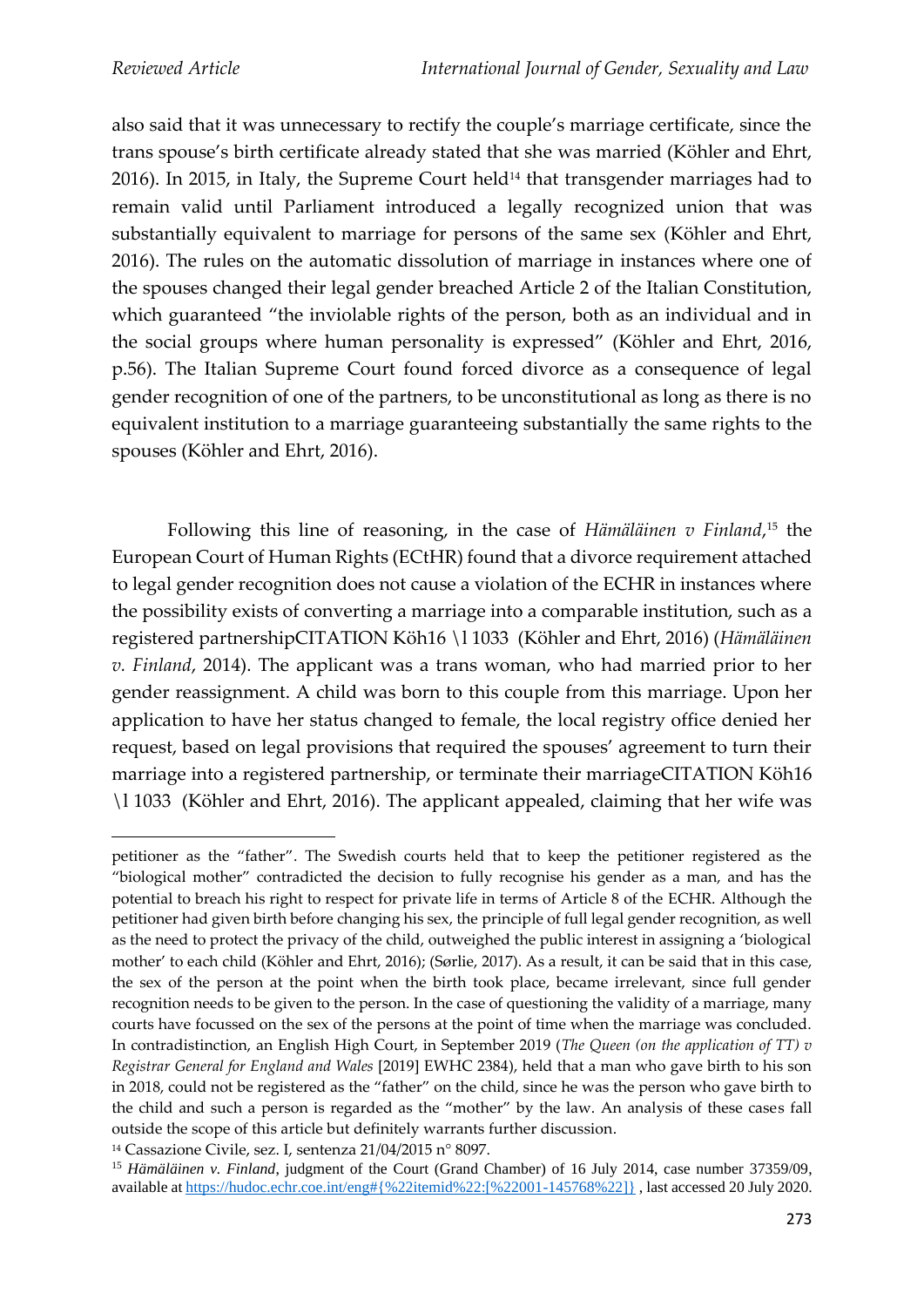also said that it was unnecessary to rectify the couple's marriage certificate, since the trans spouse's birth certificate already stated that she was married (Köhler and Ehrt, 2016). In 2015, in Italy, the Supreme Court held[14] that transgender marriages had to remain valid until Parliament introduced a legally recognized union that was substantially equivalent to marriage for persons of the same sex (Köhler and Ehrt, 2016). The rules on the automatic dissolution of marriage in instances where one of the spouses changed their legal gender breached Article 2 of the Italian Constitution, which guaranteed "the inviolable rights of the person, both as an individual and in the social groups where human personality is expressed" (Köhler and Ehrt, 2016, p.56). The Italian Supreme Court found forced divorce as a consequence of legal gender recognition of one of the partners, to be unconstitutional as long as there is no equivalent institution to a marriage guaranteeing substantially the same rights to the spouses (Köhler and Ehrt, 2016).

Following this line of reasoning, in the case of *Hämäläinen v Finland*,[15] the European Court of Human Rights (ECtHR) found that a divorce requirement attached to legal gender recognition does not cause a violation of the ECHR in instances where the possibility exists of converting a marriage into a comparable institution, such as a registered partnershipCITATION Köh16 \l 1033 (Köhler and Ehrt, 2016) (*Hämäläinen v. Finland*, 2014). The applicant was a trans woman, who had married prior to her gender reassignment. A child was born to this couple from this marriage. Upon her application to have her status changed to female, the local registry office denied her request, based on legal provisions that required the spouses' agreement to turn their marriage into a registered partnership, or terminate their marriageCITATION Köh16 \l 1033 (Köhler and Ehrt, 2016). The applicant appealed, claiming that her wife was

---

petitioner as the "father". The Swedish courts held that to keep the petitioner registered as the "biological mother" contradicted the decision to fully recognise his gender as a man, and has the potential to breach his right to respect for private life in terms of Article 8 of the ECHR. Although the petitioner had given birth before changing his sex, the principle of full legal gender recognition, as well as the need to protect the privacy of the child, outweighed the public interest in assigning a 'biological mother' to each child (Köhler and Ehrt, 2016); (Sørlie, 2017). As a result, it can be said that in this case, the sex of the person at the point when the birth took place, became irrelevant, since full gender recognition needs to be given to the person. In the case of questioning the validity of a marriage, many courts have focussed on the sex of the persons at the point of time when the marriage was concluded. In contradistinction, an English High Court, in September 2019 (*The Queen (on the application of TT) v Registrar General for England and Wales* [2019] EWHC 2384), held that a man who gave birth to his son in 2018, could not be registered as the "father" on the child, since he was the person who gave birth to the child and such a person is regarded as the "mother" by the law. An analysis of these cases fall outside the scope of this article but definitely warrants further discussion.

[14] Cassazione Civile, sez. I, sentenza 21/04/2015 n° 8097.

[15] *Hämäläinen v. Finland*, judgment of the Court (Grand Chamber) of 16 July 2014, case number 37359/09, available at https://hudoc.echr.coe.int/eng#{%22itemid%22:[%22001-145768%22]} , last accessed 20 July 2020.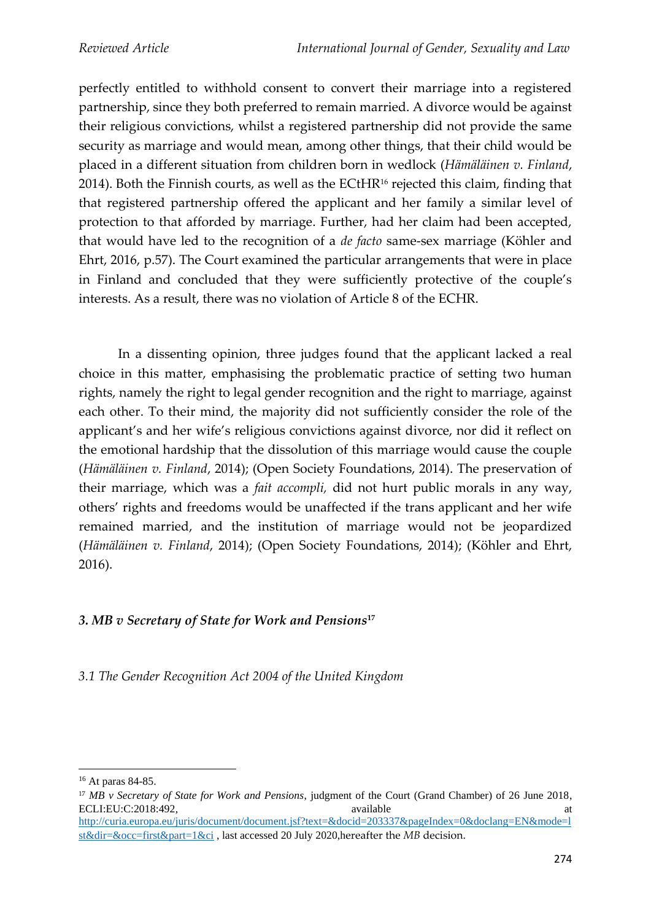perfectly entitled to withhold consent to convert their marriage into a registered partnership, since they both preferred to remain married. A divorce would be against their religious convictions, whilst a registered partnership did not provide the same security as marriage and would mean, among other things, that their child would be placed in a different situation from children born in wedlock (*Hämäläinen v. Finland*, 2014). Both the Finnish courts, as well as the ECtHR[16] rejected this claim, finding that that registered partnership offered the applicant and her family a similar level of protection to that afforded by marriage. Further, had her claim had been accepted, that would have led to the recognition of a *de facto* same-sex marriage (Köhler and Ehrt, 2016, p.57). The Court examined the particular arrangements that were in place in Finland and concluded that they were sufficiently protective of the couple's interests. As a result, there was no violation of Article 8 of the ECHR.

In a dissenting opinion, three judges found that the applicant lacked a real choice in this matter, emphasising the problematic practice of setting two human rights, namely the right to legal gender recognition and the right to marriage, against each other. To their mind, the majority did not sufficiently consider the role of the applicant's and her wife's religious convictions against divorce, nor did it reflect on the emotional hardship that the dissolution of this marriage would cause the couple (*Hämäläinen v. Finland*, 2014); (Open Society Foundations, 2014). The preservation of their marriage, which was a *fait accompli,* did not hurt public morals in any way, others' rights and freedoms would be unaffected if the trans applicant and her wife remained married, and the institution of marriage would not be jeopardized (*Hämäläinen v. Finland*, 2014); (Open Society Foundations, 2014); (Köhler and Ehrt, 2016).

### *3. MB v Secretary of State for Work and Pensions*[17]

#### *3.1 The Gender Recognition Act 2004 of the United Kingdom*

---

[16] At paras 84-85.

[17] *MB v Secretary of State for Work and Pensions*, judgment of the Court (Grand Chamber) of 26 June 2018, ECLI:EU:C:2018:492, available at http://curia.europa.eu/juris/document/document.jsf?text=&docid=203337&pageIndex=0&doclang=EN&mode=lst&dir=&occ=first&part=1&ci , last accessed 20 July 2020,hereafter the *MB* decision.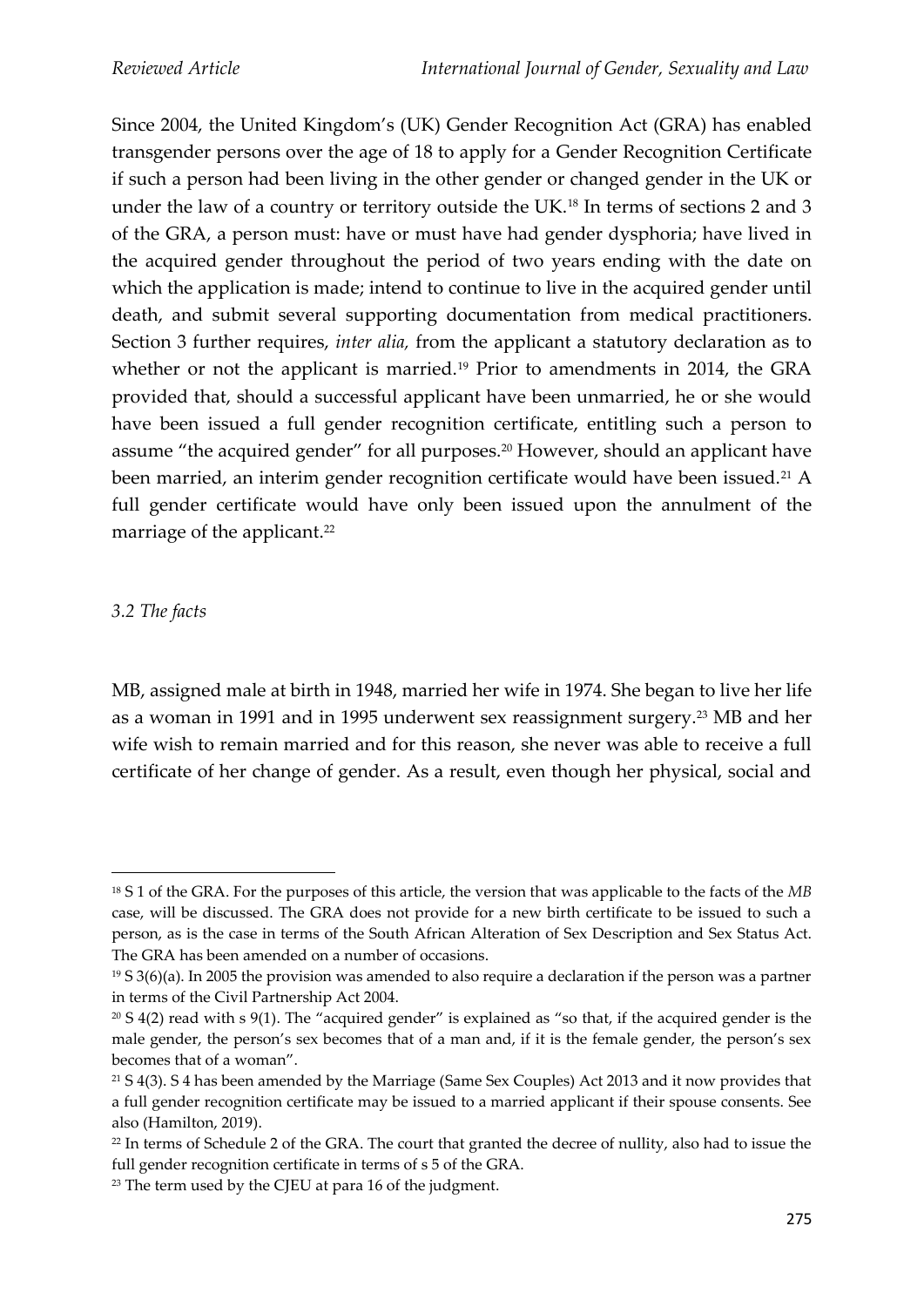Since 2004, the United Kingdom's (UK) Gender Recognition Act (GRA) has enabled transgender persons over the age of 18 to apply for a Gender Recognition Certificate if such a person had been living in the other gender or changed gender in the UK or under the law of a country or territory outside the UK.[18] In terms of sections 2 and 3 of the GRA, a person must: have or must have had gender dysphoria; have lived in the acquired gender throughout the period of two years ending with the date on which the application is made; intend to continue to live in the acquired gender until death, and submit several supporting documentation from medical practitioners. Section 3 further requires, *inter alia,* from the applicant a statutory declaration as to whether or not the applicant is married.[19] Prior to amendments in 2014, the GRA provided that, should a successful applicant have been unmarried, he or she would have been issued a full gender recognition certificate, entitling such a person to assume "the acquired gender" for all purposes.[20] However, should an applicant have been married, an interim gender recognition certificate would have been issued.[21] A full gender certificate would have only been issued upon the annulment of the marriage of the applicant.[22]

### *3.2 The facts*

MB, assigned male at birth in 1948, married her wife in 1974. She began to live her life as a woman in 1991 and in 1995 underwent sex reassignment surgery.[23] MB and her wife wish to remain married and for this reason, she never was able to receive a full certificate of her change of gender. As a result, even though her physical, social and

---

[18] S 1 of the GRA. For the purposes of this article, the version that was applicable to the facts of the *MB* case, will be discussed. The GRA does not provide for a new birth certificate to be issued to such a person, as is the case in terms of the South African Alteration of Sex Description and Sex Status Act. The GRA has been amended on a number of occasions.

[19] S 3(6)(a). In 2005 the provision was amended to also require a declaration if the person was a partner in terms of the Civil Partnership Act 2004.

[20] S 4(2) read with s 9(1). The "acquired gender" is explained as "so that, if the acquired gender is the male gender, the person's sex becomes that of a man and, if it is the female gender, the person's sex becomes that of a woman".

[21] S 4(3). S 4 has been amended by the Marriage (Same Sex Couples) Act 2013 and it now provides that a full gender recognition certificate may be issued to a married applicant if their spouse consents. See also (Hamilton, 2019).

[22] In terms of Schedule 2 of the GRA. The court that granted the decree of nullity, also had to issue the full gender recognition certificate in terms of s 5 of the GRA.

[23] The term used by the CJEU at para 16 of the judgment.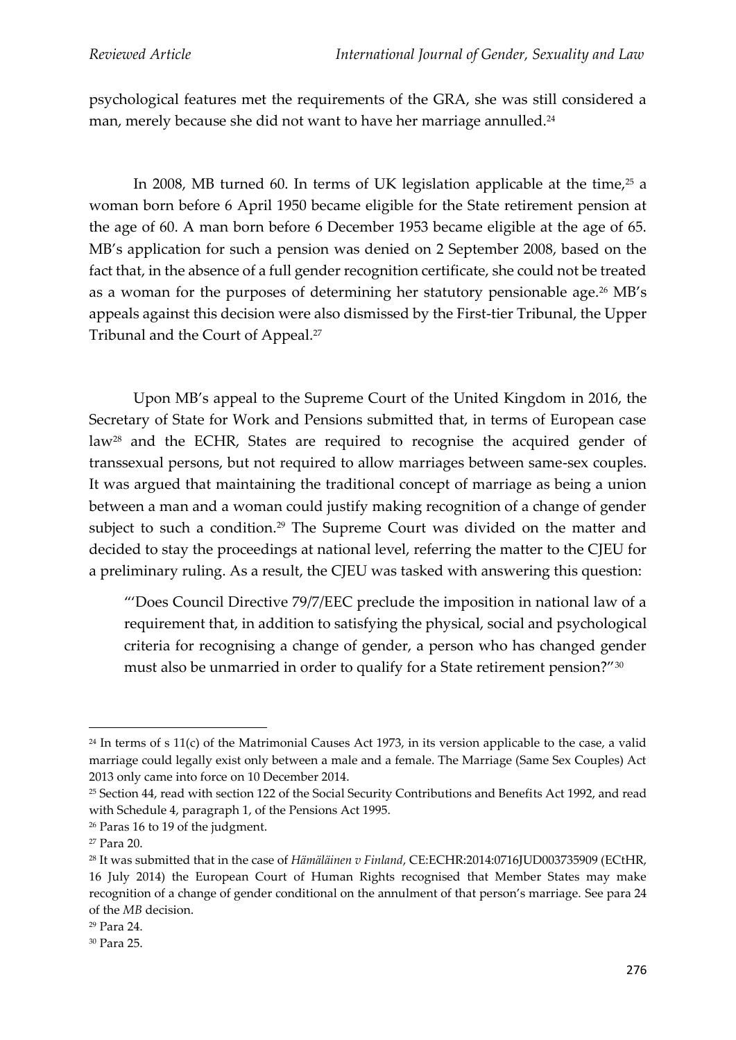psychological features met the requirements of the GRA, she was still considered a man, merely because she did not want to have her marriage annulled.[24]

In 2008, MB turned 60. In terms of UK legislation applicable at the time,[25] a woman born before 6 April 1950 became eligible for the State retirement pension at the age of 60. A man born before 6 December 1953 became eligible at the age of 65. MB's application for such a pension was denied on 2 September 2008, based on the fact that, in the absence of a full gender recognition certificate, she could not be treated as a woman for the purposes of determining her statutory pensionable age.[26] MB's appeals against this decision were also dismissed by the First-tier Tribunal, the Upper Tribunal and the Court of Appeal.[27]

Upon MB's appeal to the Supreme Court of the United Kingdom in 2016, the Secretary of State for Work and Pensions submitted that, in terms of European case law[28] and the ECHR, States are required to recognise the acquired gender of transsexual persons, but not required to allow marriages between same-sex couples. It was argued that maintaining the traditional concept of marriage as being a union between a man and a woman could justify making recognition of a change of gender subject to such a condition.[29] The Supreme Court was divided on the matter and decided to stay the proceedings at national level, referring the matter to the CJEU for a preliminary ruling. As a result, the CJEU was tasked with answering this question:

> "'Does Council Directive 79/7/EEC preclude the imposition in national law of a requirement that, in addition to satisfying the physical, social and psychological criteria for recognising a change of gender, a person who has changed gender must also be unmarried in order to qualify for a State retirement pension?'"[30]

---

[24] In terms of s 11(c) of the Matrimonial Causes Act 1973, in its version applicable to the case, a valid marriage could legally exist only between a male and a female. The Marriage (Same Sex Couples) Act 2013 only came into force on 10 December 2014.

[25] Section 44, read with section 122 of the Social Security Contributions and Benefits Act 1992, and read with Schedule 4, paragraph 1, of the Pensions Act 1995.

[26] Paras 16 to 19 of the judgment.

[27] Para 20.

[28] It was submitted that in the case of *Hämäläinen v Finland*, CE:ECHR:2014:0716JUD003735909 (ECtHR, 16 July 2014) the European Court of Human Rights recognised that Member States may make recognition of a change of gender conditional on the annulment of that person's marriage. See para 24 of the *MB* decision.

[29] Para 24.

[30] Para 25.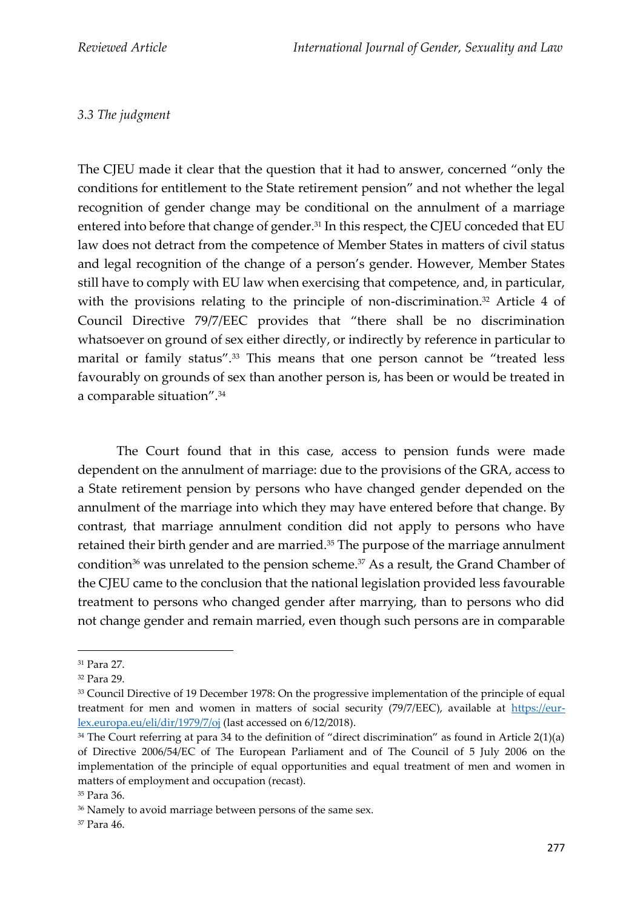*3.3 The judgment*

The CJEU made it clear that the question that it had to answer, concerned "only the conditions for entitlement to the State retirement pension" and not whether the legal recognition of gender change may be conditional on the annulment of a marriage entered into before that change of gender.[31] In this respect, the CJEU conceded that EU law does not detract from the competence of Member States in matters of civil status and legal recognition of the change of a person's gender. However, Member States still have to comply with EU law when exercising that competence, and, in particular, with the provisions relating to the principle of non-discrimination.[32] Article 4 of Council Directive 79/7/EEC provides that "there shall be no discrimination whatsoever on ground of sex either directly, or indirectly by reference in particular to marital or family status".[33] This means that one person cannot be "treated less favourably on grounds of sex than another person is, has been or would be treated in a comparable situation".[34]

The Court found that in this case, access to pension funds were made dependent on the annulment of marriage: due to the provisions of the GRA, access to a State retirement pension by persons who have changed gender depended on the annulment of the marriage into which they may have entered before that change. By contrast, that marriage annulment condition did not apply to persons who have retained their birth gender and are married.[35] The purpose of the marriage annulment condition[36] was unrelated to the pension scheme.[37] As a result, the Grand Chamber of the CJEU came to the conclusion that the national legislation provided less favourable treatment to persons who changed gender after marrying, than to persons who did not change gender and remain married, even though such persons are in comparable

---

[31] Para 27.

[32] Para 29.

[33] Council Directive of 19 December 1978: On the progressive implementation of the principle of equal treatment for men and women in matters of social security (79/7/EEC), available at https://eur-lex.europa.eu/eli/dir/1979/7/oj (last accessed on 6/12/2018).

[34] The Court referring at para 34 to the definition of "direct discrimination" as found in Article 2(1)(a) of Directive 2006/54/EC of The European Parliament and of The Council of 5 July 2006 on the implementation of the principle of equal opportunities and equal treatment of men and women in matters of employment and occupation (recast).

[35] Para 36.

[36] Namely to avoid marriage between persons of the same sex.

[37] Para 46.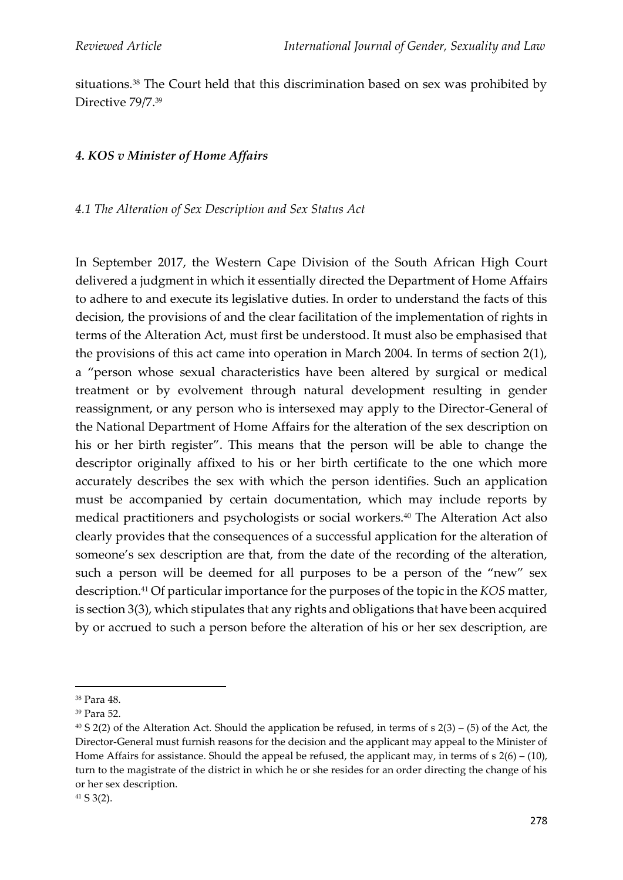situations.[38] The Court held that this discrimination based on sex was prohibited by Directive 79/7.[39]

### *4. KOS v Minister of Home Affairs*

#### *4.1 The Alteration of Sex Description and Sex Status Act*

In September 2017, the Western Cape Division of the South African High Court delivered a judgment in which it essentially directed the Department of Home Affairs to adhere to and execute its legislative duties. In order to understand the facts of this decision, the provisions of and the clear facilitation of the implementation of rights in terms of the Alteration Act, must first be understood. It must also be emphasised that the provisions of this act came into operation in March 2004. In terms of section 2(1), a "person whose sexual characteristics have been altered by surgical or medical treatment or by evolvement through natural development resulting in gender reassignment, or any person who is intersexed may apply to the Director-General of the National Department of Home Affairs for the alteration of the sex description on his or her birth register". This means that the person will be able to change the descriptor originally affixed to his or her birth certificate to the one which more accurately describes the sex with which the person identifies. Such an application must be accompanied by certain documentation, which may include reports by medical practitioners and psychologists or social workers.[40] The Alteration Act also clearly provides that the consequences of a successful application for the alteration of someone's sex description are that, from the date of the recording of the alteration, such a person will be deemed for all purposes to be a person of the "new" sex description.[41] Of particular importance for the purposes of the topic in the *KOS* matter, is section 3(3), which stipulates that any rights and obligations that have been acquired by or accrued to such a person before the alteration of his or her sex description, are

---

[38] Para 48.

[39] Para 52.

[40] S 2(2) of the Alteration Act. Should the application be refused, in terms of s 2(3) – (5) of the Act, the Director-General must furnish reasons for the decision and the applicant may appeal to the Minister of Home Affairs for assistance. Should the appeal be refused, the applicant may, in terms of s 2(6) – (10), turn to the magistrate of the district in which he or she resides for an order directing the change of his or her sex description.

[41] S 3(2).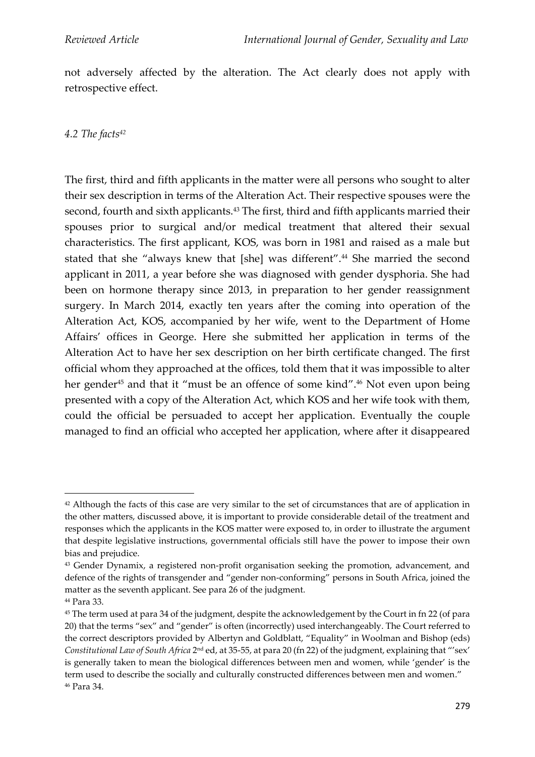not adversely affected by the alteration. The Act clearly does not apply with retrospective effect.

### *4.2 The facts*[42]

The first, third and fifth applicants in the matter were all persons who sought to alter their sex description in terms of the Alteration Act. Their respective spouses were the second, fourth and sixth applicants.[43] The first, third and fifth applicants married their spouses prior to surgical and/or medical treatment that altered their sexual characteristics. The first applicant, KOS, was born in 1981 and raised as a male but stated that she "always knew that [she] was different".[44] She married the second applicant in 2011, a year before she was diagnosed with gender dysphoria. She had been on hormone therapy since 2013, in preparation to her gender reassignment surgery. In March 2014, exactly ten years after the coming into operation of the Alteration Act, KOS, accompanied by her wife, went to the Department of Home Affairs' offices in George. Here she submitted her application in terms of the Alteration Act to have her sex description on her birth certificate changed. The first official whom they approached at the offices, told them that it was impossible to alter her gender[45] and that it "must be an offence of some kind".[46] Not even upon being presented with a copy of the Alteration Act, which KOS and her wife took with them, could the official be persuaded to accept her application. Eventually the couple managed to find an official who accepted her application, where after it disappeared

---

[42] Although the facts of this case are very similar to the set of circumstances that are of application in the other matters, discussed above, it is important to provide considerable detail of the treatment and responses which the applicants in the KOS matter were exposed to, in order to illustrate the argument that despite legislative instructions, governmental officials still have the power to impose their own bias and prejudice.

[43] Gender Dynamix, a registered non-profit organisation seeking the promotion, advancement, and defence of the rights of transgender and "gender non-conforming" persons in South Africa, joined the matter as the seventh applicant. See para 26 of the judgment.

[44] Para 33.

[45] The term used at para 34 of the judgment, despite the acknowledgement by the Court in fn 22 (of para 20) that the terms "sex" and "gender" is often (incorrectly) used interchangeably. The Court referred to the correct descriptors provided by Albertyn and Goldblatt, "Equality" in Woolman and Bishop (eds) *Constitutional Law of South Africa* 2nd ed, at 35-55, at para 20 (fn 22) of the judgment, explaining that "'sex' is generally taken to mean the biological differences between men and women, while 'gender' is the term used to describe the socially and culturally constructed differences between men and women."

[46] Para 34.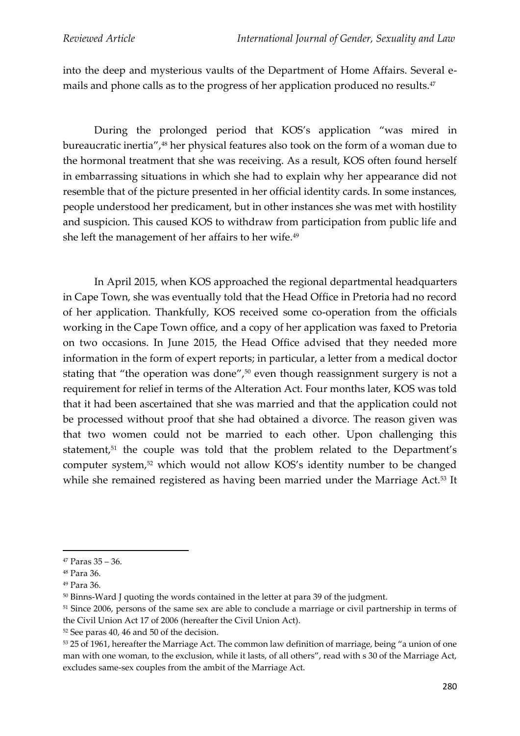into the deep and mysterious vaults of the Department of Home Affairs. Several e-mails and phone calls as to the progress of her application produced no results.[47]

During the prolonged period that KOS's application "was mired in bureaucratic inertia",[48] her physical features also took on the form of a woman due to the hormonal treatment that she was receiving. As a result, KOS often found herself in embarrassing situations in which she had to explain why her appearance did not resemble that of the picture presented in her official identity cards. In some instances, people understood her predicament, but in other instances she was met with hostility and suspicion. This caused KOS to withdraw from participation from public life and she left the management of her affairs to her wife.[49]

In April 2015, when KOS approached the regional departmental headquarters in Cape Town, she was eventually told that the Head Office in Pretoria had no record of her application. Thankfully, KOS received some co-operation from the officials working in the Cape Town office, and a copy of her application was faxed to Pretoria on two occasions. In June 2015, the Head Office advised that they needed more information in the form of expert reports; in particular, a letter from a medical doctor stating that "the operation was done",[50] even though reassignment surgery is not a requirement for relief in terms of the Alteration Act. Four months later, KOS was told that it had been ascertained that she was married and that the application could not be processed without proof that she had obtained a divorce. The reason given was that two women could not be married to each other. Upon challenging this statement,[51] the couple was told that the problem related to the Department's computer system,[52] which would not allow KOS's identity number to be changed while she remained registered as having been married under the Marriage Act.[53] It

---

[47] Paras 35 – 36.

[48] Para 36.

[49] Para 36.

[50] Binns-Ward J quoting the words contained in the letter at para 39 of the judgment.

[51] Since 2006, persons of the same sex are able to conclude a marriage or civil partnership in terms of the Civil Union Act 17 of 2006 (hereafter the Civil Union Act).

[52] See paras 40, 46 and 50 of the decision.

[53] 25 of 1961, hereafter the Marriage Act. The common law definition of marriage, being "a union of one man with one woman, to the exclusion, while it lasts, of all others", read with s 30 of the Marriage Act, excludes same-sex couples from the ambit of the Marriage Act.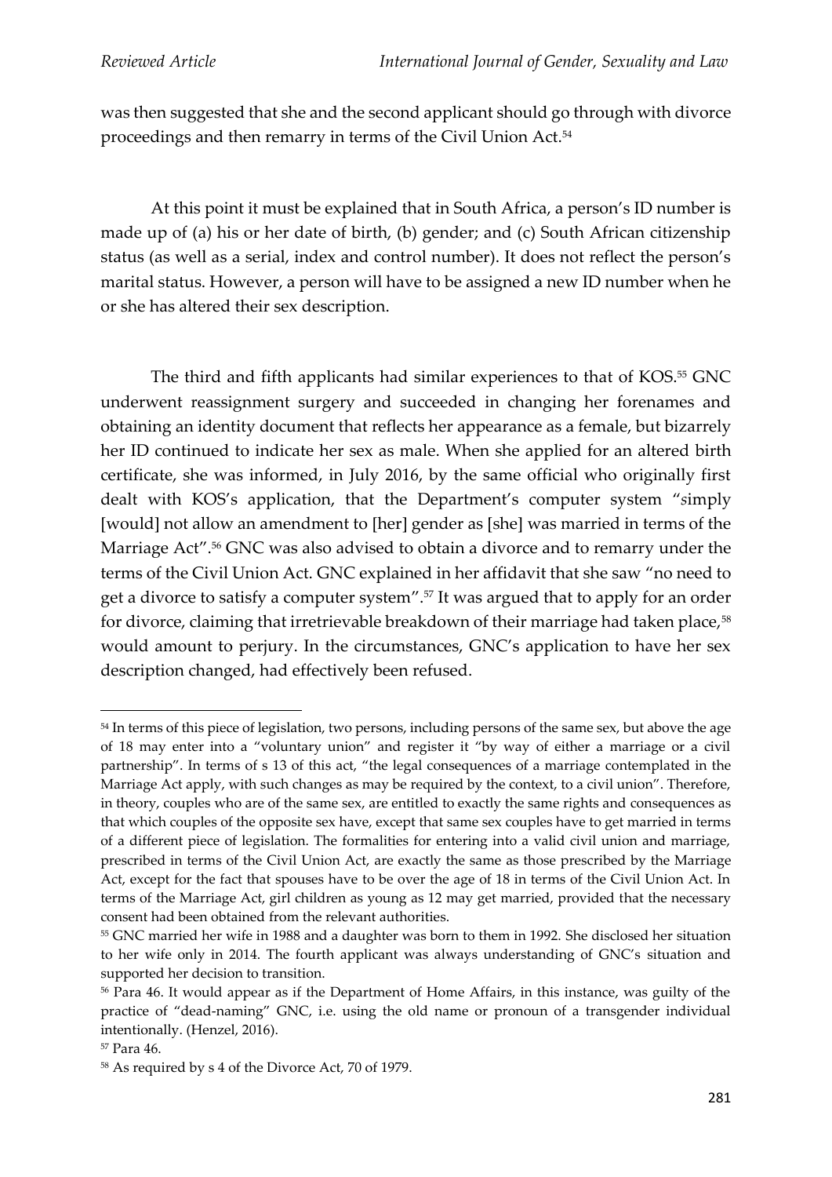was then suggested that she and the second applicant should go through with divorce proceedings and then remarry in terms of the Civil Union Act.[54]

At this point it must be explained that in South Africa, a person's ID number is made up of (a) his or her date of birth, (b) gender; and (c) South African citizenship status (as well as a serial, index and control number). It does not reflect the person's marital status. However, a person will have to be assigned a new ID number when he or she has altered their sex description.

The third and fifth applicants had similar experiences to that of KOS.[55] GNC underwent reassignment surgery and succeeded in changing her forenames and obtaining an identity document that reflects her appearance as a female, but bizarrely her ID continued to indicate her sex as male. When she applied for an altered birth certificate, she was informed, in July 2016, by the same official who originally first dealt with KOS's application, that the Department's computer system "*s*imply [would] not allow an amendment to [her] gender as [she] was married in terms of the Marriage Act".[56] GNC was also advised to obtain a divorce and to remarry under the terms of the Civil Union Act. GNC explained in her affidavit that she saw "no need to get a divorce to satisfy a computer system".[57] It was argued that to apply for an order for divorce, claiming that irretrievable breakdown of their marriage had taken place,[58] would amount to perjury. In the circumstances, GNC's application to have her sex description changed, had effectively been refused.

---

[54] In terms of this piece of legislation, two persons, including persons of the same sex, but above the age of 18 may enter into a "voluntary union" and register it "by way of either a marriage or a civil partnership". In terms of s 13 of this act, "the legal consequences of a marriage contemplated in the Marriage Act apply, with such changes as may be required by the context, to a civil union". Therefore, in theory, couples who are of the same sex, are entitled to exactly the same rights and consequences as that which couples of the opposite sex have, except that same sex couples have to get married in terms of a different piece of legislation. The formalities for entering into a valid civil union and marriage, prescribed in terms of the Civil Union Act, are exactly the same as those prescribed by the Marriage Act, except for the fact that spouses have to be over the age of 18 in terms of the Civil Union Act. In terms of the Marriage Act, girl children as young as 12 may get married, provided that the necessary consent had been obtained from the relevant authorities.

[55] GNC married her wife in 1988 and a daughter was born to them in 1992. She disclosed her situation to her wife only in 2014. The fourth applicant was always understanding of GNC's situation and supported her decision to transition.

[56] Para 46. It would appear as if the Department of Home Affairs, in this instance, was guilty of the practice of "dead-naming" GNC, i.e. using the old name or pronoun of a transgender individual intentionally. (Henzel, 2016).

[57] Para 46.

[58] As required by s 4 of the Divorce Act, 70 of 1979.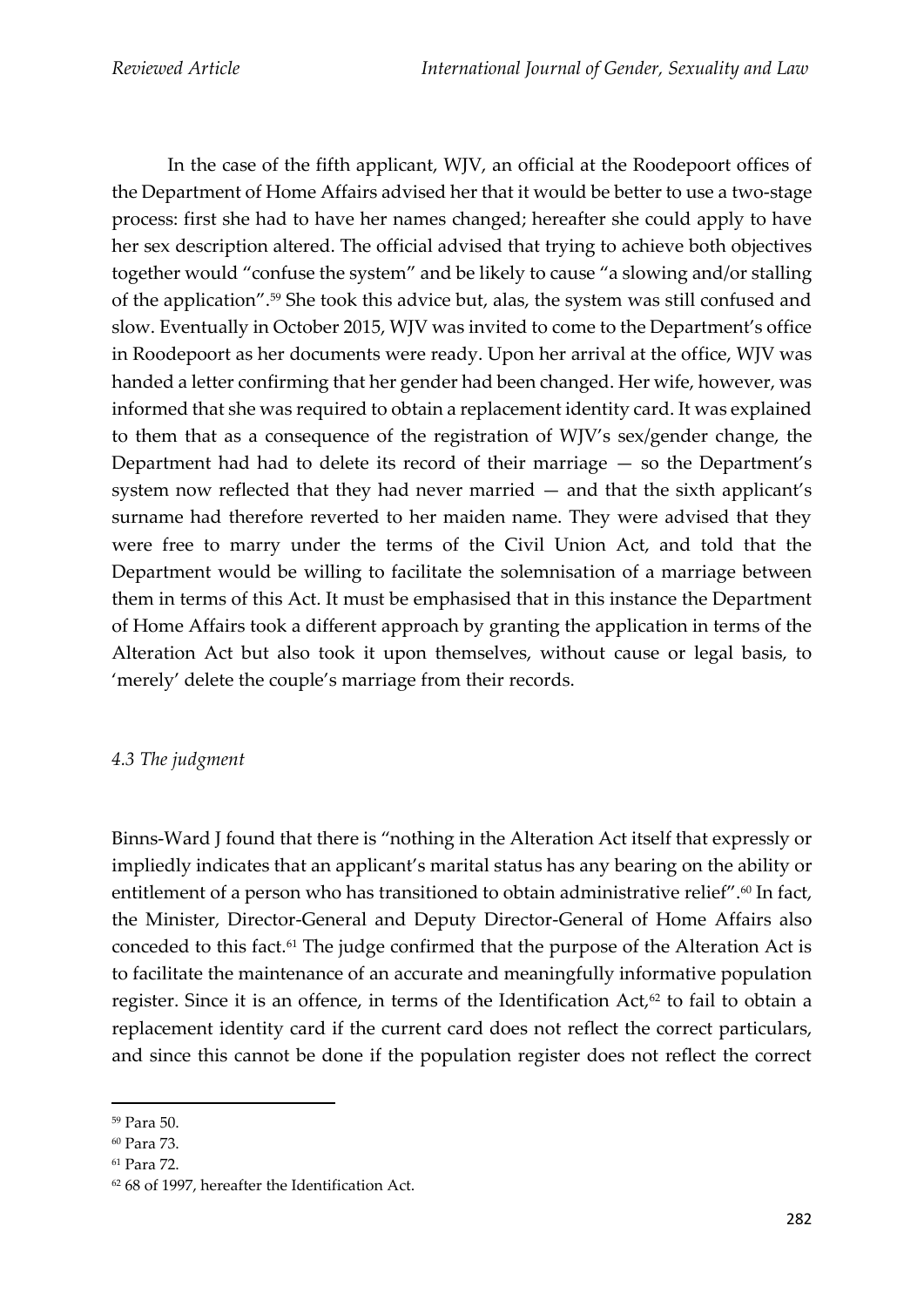In the case of the fifth applicant, WJV, an official at the Roodepoort offices of the Department of Home Affairs advised her that it would be better to use a two-stage process: first she had to have her names changed; hereafter she could apply to have her sex description altered. The official advised that trying to achieve both objectives together would "confuse the system" and be likely to cause "a slowing and/or stalling of the application".[59] She took this advice but, alas, the system was still confused and slow. Eventually in October 2015, WJV was invited to come to the Department's office in Roodepoort as her documents were ready. Upon her arrival at the office, WJV was handed a letter confirming that her gender had been changed. Her wife, however, was informed that she was required to obtain a replacement identity card. It was explained to them that as a consequence of the registration of WJV's sex/gender change, the Department had had to delete its record of their marriage — so the Department's system now reflected that they had never married — and that the sixth applicant's surname had therefore reverted to her maiden name. They were advised that they were free to marry under the terms of the Civil Union Act, and told that the Department would be willing to facilitate the solemnisation of a marriage between them in terms of this Act. It must be emphasised that in this instance the Department of Home Affairs took a different approach by granting the application in terms of the Alteration Act but also took it upon themselves, without cause or legal basis, to 'merely' delete the couple's marriage from their records.

### *4.3 The judgment*

Binns-Ward J found that there is "nothing in the Alteration Act itself that expressly or impliedly indicates that an applicant's marital status has any bearing on the ability or entitlement of a person who has transitioned to obtain administrative relief".[60] In fact, the Minister, Director-General and Deputy Director-General of Home Affairs also conceded to this fact.[61] The judge confirmed that the purpose of the Alteration Act is to facilitate the maintenance of an accurate and meaningfully informative population register. Since it is an offence, in terms of the Identification Act,[62] to fail to obtain a replacement identity card if the current card does not reflect the correct particulars, and since this cannot be done if the population register does not reflect the correct

---

[59] Para 50.

[60] Para 73.

[61] Para 72.

[62] 68 of 1997, hereafter the Identification Act.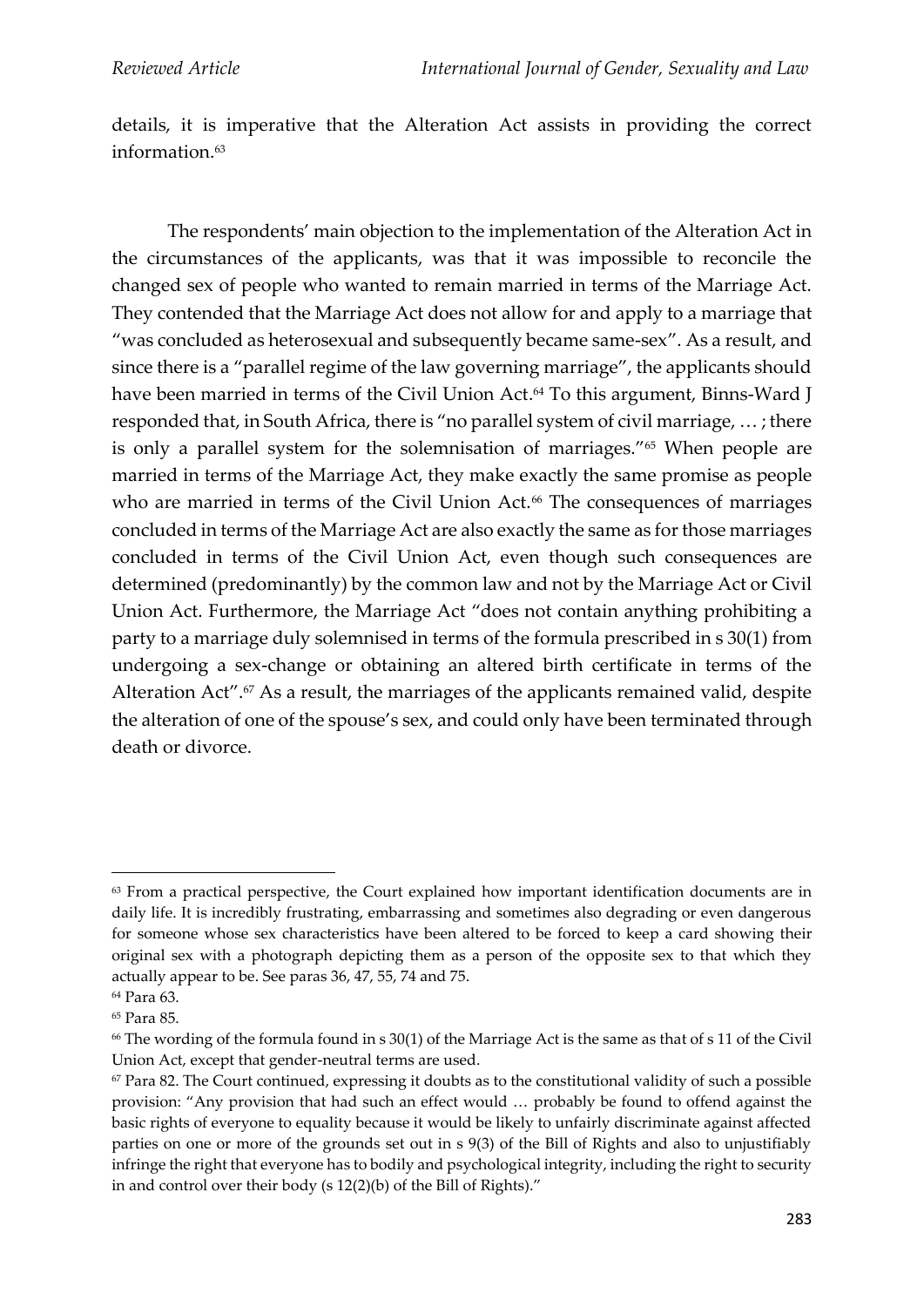details, it is imperative that the Alteration Act assists in providing the correct information.[63]

The respondents' main objection to the implementation of the Alteration Act in the circumstances of the applicants, was that it was impossible to reconcile the changed sex of people who wanted to remain married in terms of the Marriage Act. They contended that the Marriage Act does not allow for and apply to a marriage that "was concluded as heterosexual and subsequently became same-sex". As a result, and since there is a "parallel regime of the law governing marriage", the applicants should have been married in terms of the Civil Union Act.[64] To this argument, Binns-Ward J responded that, in South Africa, there is "no parallel system of civil marriage, … ; there is only a parallel system for the solemnisation of marriages."[65] When people are married in terms of the Marriage Act, they make exactly the same promise as people who are married in terms of the Civil Union Act.[66] The consequences of marriages concluded in terms of the Marriage Act are also exactly the same as for those marriages concluded in terms of the Civil Union Act, even though such consequences are determined (predominantly) by the common law and not by the Marriage Act or Civil Union Act. Furthermore, the Marriage Act "does not contain anything prohibiting a party to a marriage duly solemnised in terms of the formula prescribed in s 30(1) from undergoing a sex-change or obtaining an altered birth certificate in terms of the Alteration Act".[67] As a result, the marriages of the applicants remained valid, despite the alteration of one of the spouse's sex, and could only have been terminated through death or divorce.

---

[63] From a practical perspective, the Court explained how important identification documents are in daily life. It is incredibly frustrating, embarrassing and sometimes also degrading or even dangerous for someone whose sex characteristics have been altered to be forced to keep a card showing their original sex with a photograph depicting them as a person of the opposite sex to that which they actually appear to be. See paras 36, 47, 55, 74 and 75.

[64] Para 63.

[65] Para 85.

[66] The wording of the formula found in s 30(1) of the Marriage Act is the same as that of s 11 of the Civil Union Act, except that gender-neutral terms are used.

[67] Para 82. The Court continued, expressing it doubts as to the constitutional validity of such a possible provision: "Any provision that had such an effect would … probably be found to offend against the basic rights of everyone to equality because it would be likely to unfairly discriminate against affected parties on one or more of the grounds set out in s 9(3) of the Bill of Rights and also to unjustifiably infringe the right that everyone has to bodily and psychological integrity, including the right to security in and control over their body (s 12(2)(b) of the Bill of Rights)."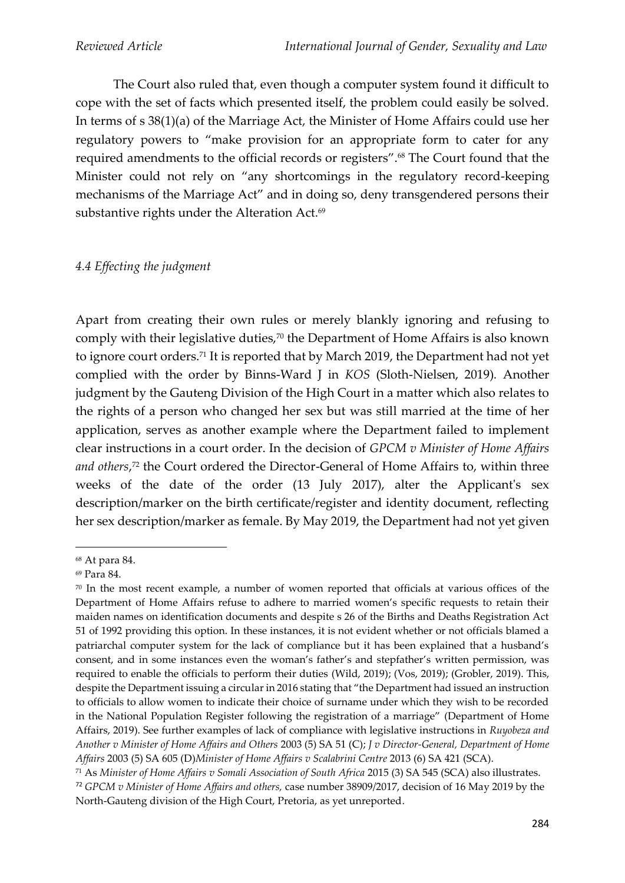The Court also ruled that, even though a computer system found it difficult to cope with the set of facts which presented itself, the problem could easily be solved. In terms of s 38(1)(a) of the Marriage Act, the Minister of Home Affairs could use her regulatory powers to "make provision for an appropriate form to cater for any required amendments to the official records or registers".[68] The Court found that the Minister could not rely on "any shortcomings in the regulatory record-keeping mechanisms of the Marriage Act" and in doing so, deny transgendered persons their substantive rights under the Alteration Act.[69]

### *4.4 Effecting the judgment*

Apart from creating their own rules or merely blankly ignoring and refusing to comply with their legislative duties,[70] the Department of Home Affairs is also known to ignore court orders.[71] It is reported that by March 2019, the Department had not yet complied with the order by Binns-Ward J in *KOS* (Sloth-Nielsen, 2019). Another judgment by the Gauteng Division of the High Court in a matter which also relates to the rights of a person who changed her sex but was still married at the time of her application, serves as another example where the Department failed to implement clear instructions in a court order. In the decision of *GPCM v Minister of Home Affairs and others*,[72] the Court ordered the Director-General of Home Affairs to, within three weeks of the date of the order (13 July 2017), alter the Applicant's sex description/marker on the birth certificate/register and identity document, reflecting her sex description/marker as female. By May 2019, the Department had not yet given

---

[68] At para 84.

[69] Para 84.

[70] In the most recent example, a number of women reported that officials at various offices of the Department of Home Affairs refuse to adhere to married women's specific requests to retain their maiden names on identification documents and despite s 26 of the Births and Deaths Registration Act 51 of 1992 providing this option. In these instances, it is not evident whether or not officials blamed a patriarchal computer system for the lack of compliance but it has been explained that a husband's consent, and in some instances even the woman's father's and stepfather's written permission, was required to enable the officials to perform their duties (Wild, 2019); (Vos, 2019); (Grobler, 2019). This, despite the Department issuing a circular in 2016 stating that "the Department had issued an instruction to officials to allow women to indicate their choice of surname under which they wish to be recorded in the National Population Register following the registration of a marriage" (Department of Home Affairs, 2019). See further examples of lack of compliance with legislative instructions in *Ruyobeza and Another v Minister of Home Affairs and Others* 2003 (5) SA 51 (C); *J v Director-General, Department of Home Affairs* 2003 (5) SA 605 (D)*Minister of Home Affairs v Scalabrini Centre* 2013 (6) SA 421 (SCA).

[71] As *Minister of Home Affairs v Somali Association of South Africa* 2015 (3) SA 545 (SCA) also illustrates.

[72] *GPCM v Minister of Home Affairs and others,* case number 38909/2017, decision of 16 May 2019 by the North-Gauteng division of the High Court, Pretoria, as yet unreported.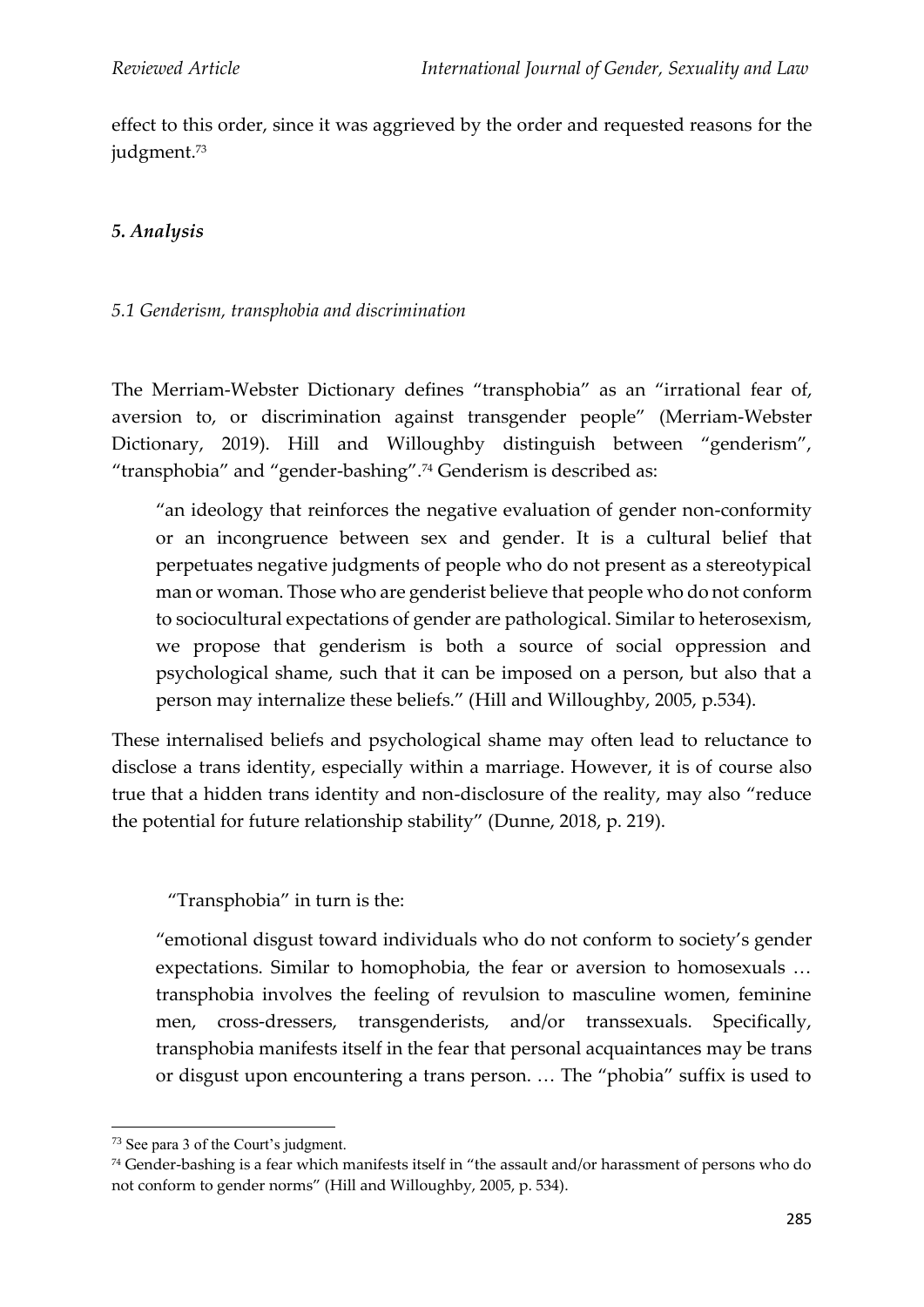effect to this order, since it was aggrieved by the order and requested reasons for the judgment.[73]

### *5. Analysis*

#### *5.1 Genderism, transphobia and discrimination*

The Merriam-Webster Dictionary defines "transphobia" as an "irrational fear of, aversion to, or discrimination against transgender people" (Merriam-Webster Dictionary, 2019). Hill and Willoughby distinguish between "genderism", "transphobia" and "gender-bashing".[74] Genderism is described as:

> "an ideology that reinforces the negative evaluation of gender non-conformity or an incongruence between sex and gender. It is a cultural belief that perpetuates negative judgments of people who do not present as a stereotypical man or woman. Those who are genderist believe that people who do not conform to sociocultural expectations of gender are pathological. Similar to heterosexism, we propose that genderism is both a source of social oppression and psychological shame, such that it can be imposed on a person, but also that a person may internalize these beliefs." (Hill and Willoughby, 2005, p.534).

These internalised beliefs and psychological shame may often lead to reluctance to disclose a trans identity, especially within a marriage. However, it is of course also true that a hidden trans identity and non-disclosure of the reality, may also "reduce the potential for future relationship stability" (Dunne, 2018, p. 219).

"Transphobia" in turn is the:

> "emotional disgust toward individuals who do not conform to society's gender expectations. Similar to homophobia, the fear or aversion to homosexuals … transphobia involves the feeling of revulsion to masculine women, feminine men, cross-dressers, transgenderists, and/or transsexuals. Specifically, transphobia manifests itself in the fear that personal acquaintances may be trans or disgust upon encountering a trans person. … The "phobia" suffix is used to

---

[73] See para 3 of the Court's judgment.

[74] Gender-bashing is a fear which manifests itself in "the assault and/or harassment of persons who do not conform to gender norms" (Hill and Willoughby, 2005, p. 534).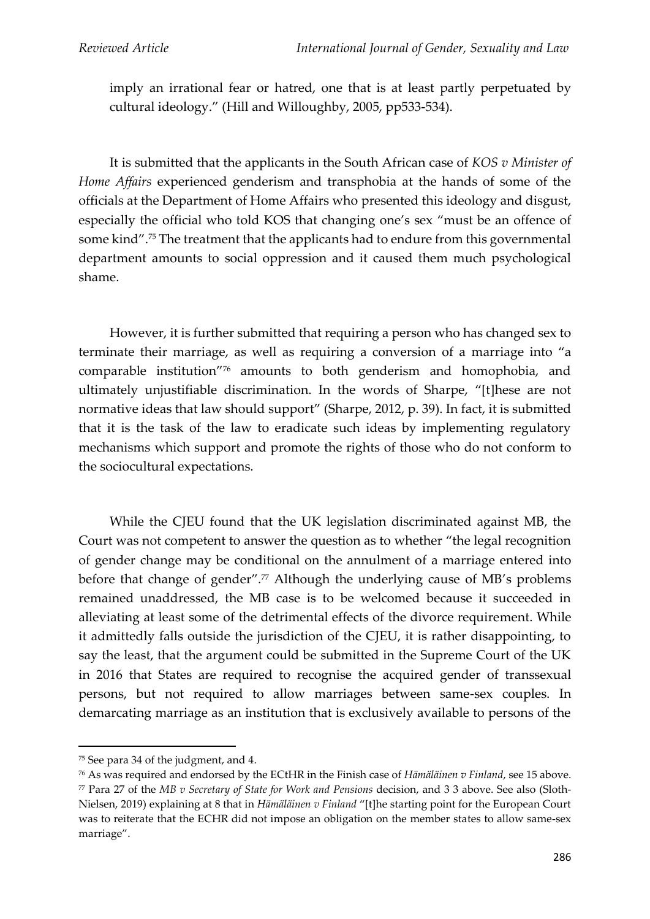imply an irrational fear or hatred, one that is at least partly perpetuated by cultural ideology." (Hill and Willoughby, 2005, pp533-534).

It is submitted that the applicants in the South African case of *KOS v Minister of Home Affairs* experienced genderism and transphobia at the hands of some of the officials at the Department of Home Affairs who presented this ideology and disgust, especially the official who told KOS that changing one's sex "must be an offence of some kind".[75] The treatment that the applicants had to endure from this governmental department amounts to social oppression and it caused them much psychological shame.

However, it is further submitted that requiring a person who has changed sex to terminate their marriage, as well as requiring a conversion of a marriage into "a comparable institution"[76] amounts to both genderism and homophobia, and ultimately unjustifiable discrimination. In the words of Sharpe, "[t]hese are not normative ideas that law should support" (Sharpe, 2012, p. 39). In fact, it is submitted that it is the task of the law to eradicate such ideas by implementing regulatory mechanisms which support and promote the rights of those who do not conform to the sociocultural expectations.

While the CJEU found that the UK legislation discriminated against MB, the Court was not competent to answer the question as to whether "the legal recognition of gender change may be conditional on the annulment of a marriage entered into before that change of gender".[77] Although the underlying cause of MB's problems remained unaddressed, the MB case is to be welcomed because it succeeded in alleviating at least some of the detrimental effects of the divorce requirement. While it admittedly falls outside the jurisdiction of the CJEU, it is rather disappointing, to say the least, that the argument could be submitted in the Supreme Court of the UK in 2016 that States are required to recognise the acquired gender of transsexual persons, but not required to allow marriages between same-sex couples. In demarcating marriage as an institution that is exclusively available to persons of the

---

[75] See para 34 of the judgment, and 4.

[76] As was required and endorsed by the ECtHR in the Finish case of *Hämäläinen v Finland*, see 15 above.

[77] Para 27 of the *MB v Secretary of State for Work and Pensions* decision, and 3 3 above. See also (Sloth-Nielsen, 2019) explaining at 8 that in *Hämäläinen v Finland* "[t]he starting point for the European Court was to reiterate that the ECHR did not impose an obligation on the member states to allow same-sex marriage".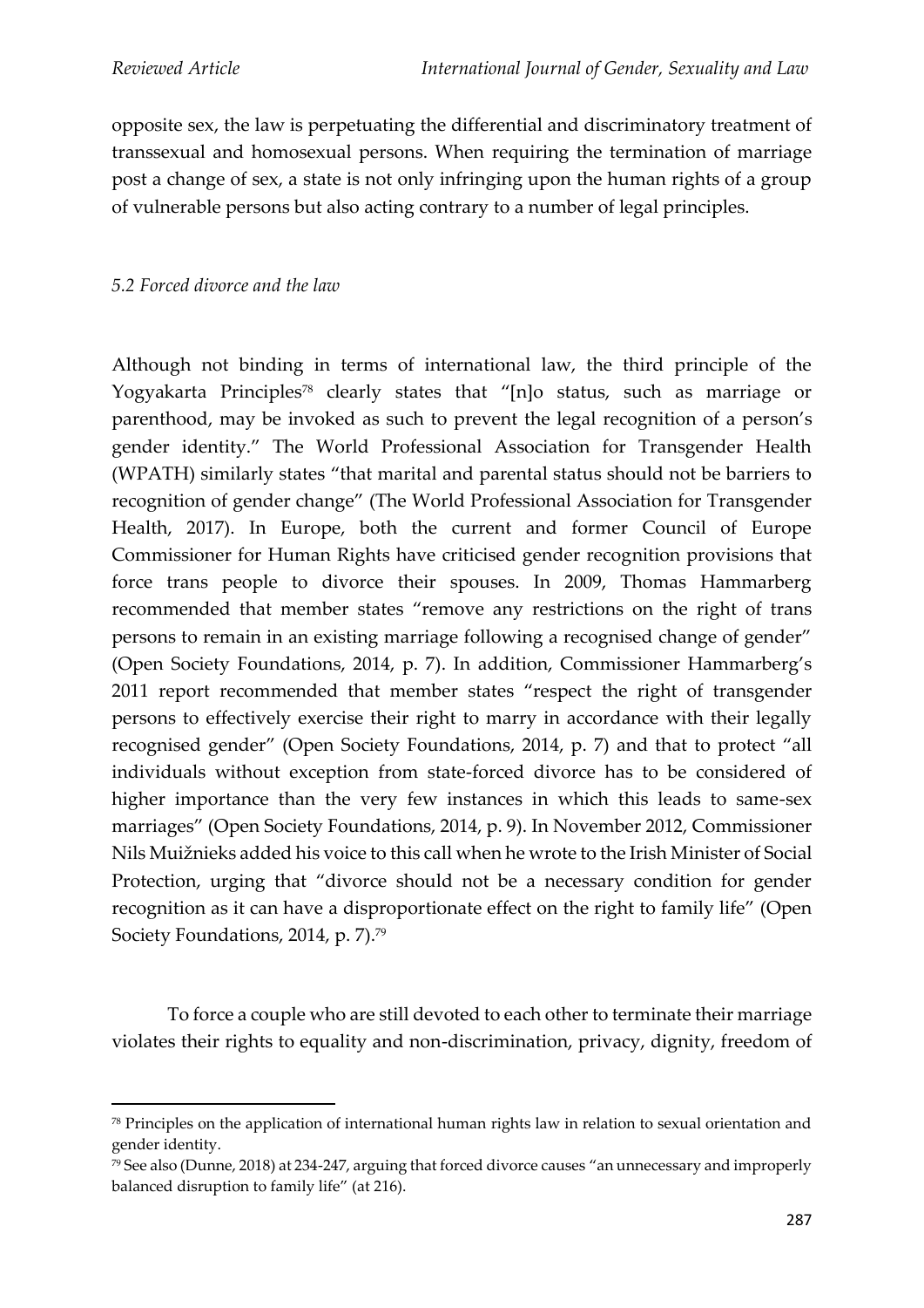opposite sex, the law is perpetuating the differential and discriminatory treatment of transsexual and homosexual persons. When requiring the termination of marriage post a change of sex, a state is not only infringing upon the human rights of a group of vulnerable persons but also acting contrary to a number of legal principles.

### *5.2 Forced divorce and the law*

Although not binding in terms of international law, the third principle of the Yogyakarta Principles[78] clearly states that "[n]o status, such as marriage or parenthood, may be invoked as such to prevent the legal recognition of a person's gender identity." The World Professional Association for Transgender Health (WPATH) similarly states "that marital and parental status should not be barriers to recognition of gender change" (The World Professional Association for Transgender Health, 2017). In Europe, both the current and former Council of Europe Commissioner for Human Rights have criticised gender recognition provisions that force trans people to divorce their spouses. In 2009, Thomas Hammarberg recommended that member states "remove any restrictions on the right of trans persons to remain in an existing marriage following a recognised change of gender" (Open Society Foundations, 2014, p. 7). In addition, Commissioner Hammarberg's 2011 report recommended that member states "respect the right of transgender persons to effectively exercise their right to marry in accordance with their legally recognised gender" (Open Society Foundations, 2014, p. 7) and that to protect "all individuals without exception from state-forced divorce has to be considered of higher importance than the very few instances in which this leads to same-sex marriages" (Open Society Foundations, 2014, p. 9). In November 2012, Commissioner Nils Muižnieks added his voice to this call when he wrote to the Irish Minister of Social Protection, urging that "divorce should not be a necessary condition for gender recognition as it can have a disproportionate effect on the right to family life" (Open Society Foundations, 2014, p. 7).[79]

To force a couple who are still devoted to each other to terminate their marriage violates their rights to equality and non-discrimination, privacy, dignity, freedom of

---

[78] Principles on the application of international human rights law in relation to sexual orientation and gender identity.

[79] See also (Dunne, 2018) at 234-247, arguing that forced divorce causes "an unnecessary and improperly balanced disruption to family life" (at 216).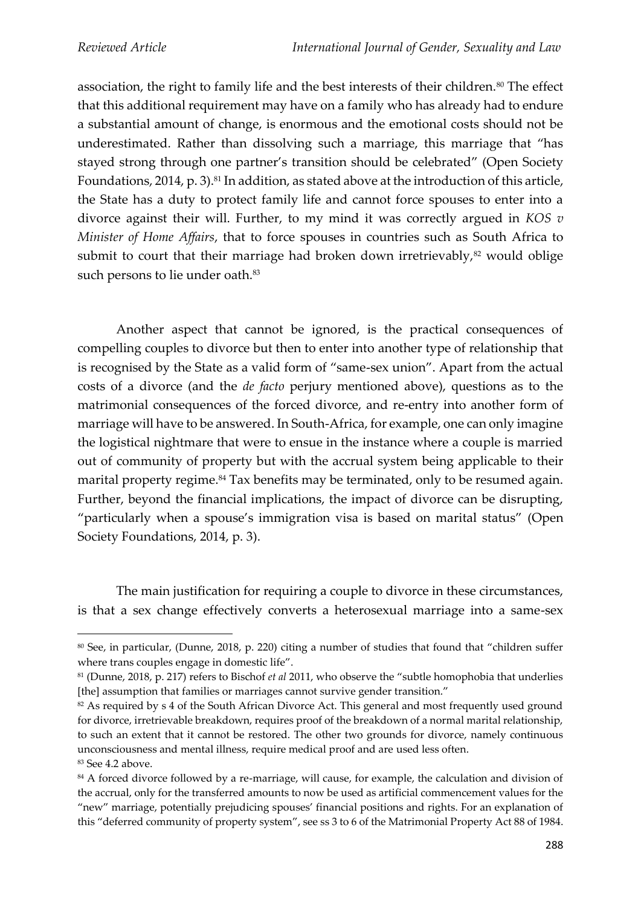association, the right to family life and the best interests of their children.[80] The effect that this additional requirement may have on a family who has already had to endure a substantial amount of change, is enormous and the emotional costs should not be underestimated. Rather than dissolving such a marriage, this marriage that "has stayed strong through one partner's transition should be celebrated" (Open Society Foundations, 2014, p. 3).[81] In addition, as stated above at the introduction of this article, the State has a duty to protect family life and cannot force spouses to enter into a divorce against their will. Further, to my mind it was correctly argued in *KOS v Minister of Home Affairs*, that to force spouses in countries such as South Africa to submit to court that their marriage had broken down irretrievably,[82] would oblige such persons to lie under oath.[83]

Another aspect that cannot be ignored, is the practical consequences of compelling couples to divorce but then to enter into another type of relationship that is recognised by the State as a valid form of "same-sex union". Apart from the actual costs of a divorce (and the *de facto* perjury mentioned above), questions as to the matrimonial consequences of the forced divorce, and re-entry into another form of marriage will have to be answered. In South-Africa, for example, one can only imagine the logistical nightmare that were to ensue in the instance where a couple is married out of community of property but with the accrual system being applicable to their marital property regime.[84] Tax benefits may be terminated, only to be resumed again. Further, beyond the financial implications, the impact of divorce can be disrupting, "particularly when a spouse's immigration visa is based on marital status" (Open Society Foundations, 2014, p. 3).

The main justification for requiring a couple to divorce in these circumstances, is that a sex change effectively converts a heterosexual marriage into a same-sex

---

[80] See, in particular, (Dunne, 2018, p. 220) citing a number of studies that found that "children suffer where trans couples engage in domestic life".

[81] (Dunne, 2018, p. 217) refers to Bischof *et al* 2011, who observe the "subtle homophobia that underlies [the] assumption that families or marriages cannot survive gender transition."

[82] As required by s 4 of the South African Divorce Act. This general and most frequently used ground for divorce, irretrievable breakdown, requires proof of the breakdown of a normal marital relationship, to such an extent that it cannot be restored. The other two grounds for divorce, namely continuous unconsciousness and mental illness, require medical proof and are used less often.

[83] See 4.2 above.

[84] A forced divorce followed by a re-marriage, will cause, for example, the calculation and division of the accrual, only for the transferred amounts to now be used as artificial commencement values for the "new" marriage, potentially prejudicing spouses' financial positions and rights. For an explanation of this "deferred community of property system", see ss 3 to 6 of the Matrimonial Property Act 88 of 1984.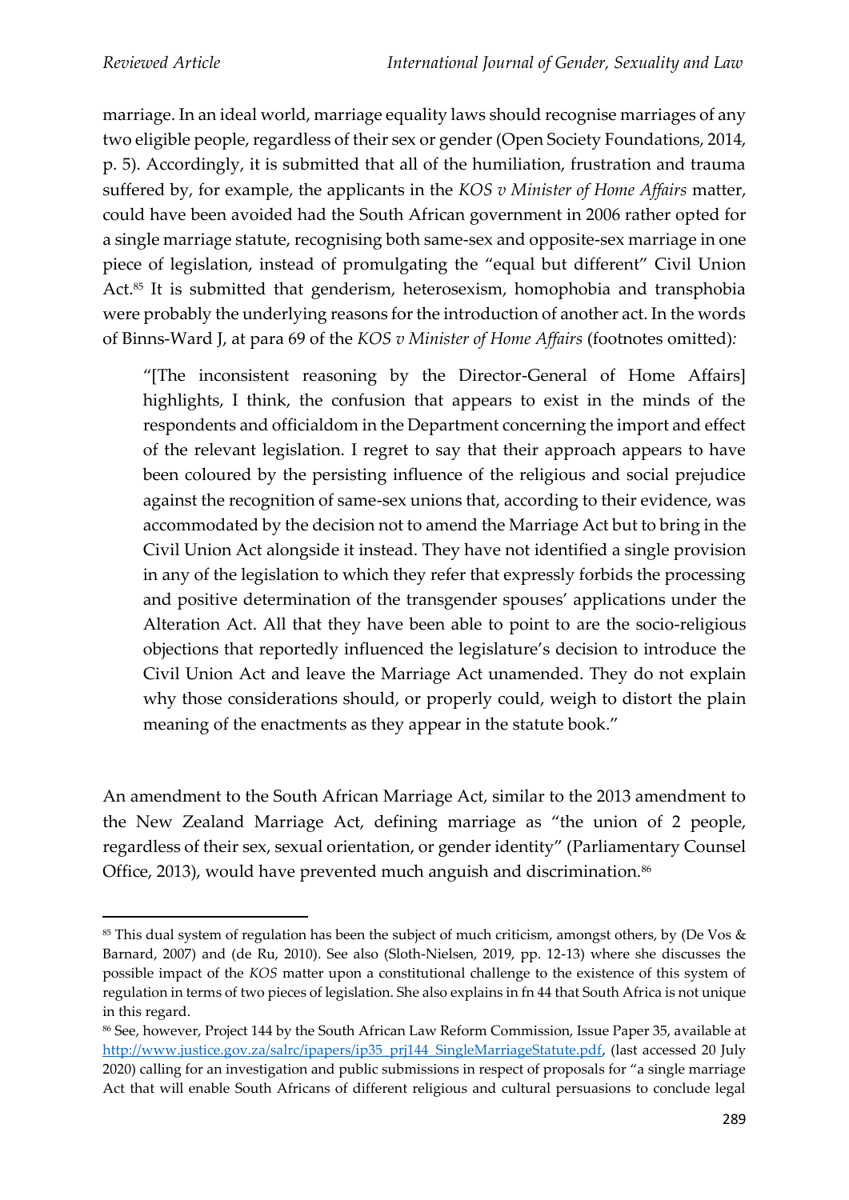marriage. In an ideal world, marriage equality laws should recognise marriages of any two eligible people, regardless of their sex or gender (Open Society Foundations, 2014, p. 5). Accordingly, it is submitted that all of the humiliation, frustration and trauma suffered by, for example, the applicants in the *KOS v Minister of Home Affairs* matter, could have been avoided had the South African government in 2006 rather opted for a single marriage statute, recognising both same-sex and opposite-sex marriage in one piece of legislation, instead of promulgating the "equal but different" Civil Union Act.[85] It is submitted that genderism, heterosexism, homophobia and transphobia were probably the underlying reasons for the introduction of another act. In the words of Binns-Ward J, at para 69 of the *KOS v Minister of Home Affairs* (footnotes omitted)*:*

> "[The inconsistent reasoning by the Director-General of Home Affairs] highlights, I think, the confusion that appears to exist in the minds of the respondents and officialdom in the Department concerning the import and effect of the relevant legislation. I regret to say that their approach appears to have been coloured by the persisting influence of the religious and social prejudice against the recognition of same-sex unions that, according to their evidence, was accommodated by the decision not to amend the Marriage Act but to bring in the Civil Union Act alongside it instead. They have not identified a single provision in any of the legislation to which they refer that expressly forbids the processing and positive determination of the transgender spouses' applications under the Alteration Act. All that they have been able to point to are the socio-religious objections that reportedly influenced the legislature's decision to introduce the Civil Union Act and leave the Marriage Act unamended. They do not explain why those considerations should, or properly could, weigh to distort the plain meaning of the enactments as they appear in the statute book."

An amendment to the South African Marriage Act, similar to the 2013 amendment to the New Zealand Marriage Act, defining marriage as "the union of 2 people, regardless of their sex, sexual orientation, or gender identity" (Parliamentary Counsel Office, 2013), would have prevented much anguish and discrimination.[86]

---

[85] This dual system of regulation has been the subject of much criticism, amongst others, by (De Vos & Barnard, 2007) and (de Ru, 2010). See also (Sloth-Nielsen, 2019, pp. 12-13) where she discusses the possible impact of the *KOS* matter upon a constitutional challenge to the existence of this system of regulation in terms of two pieces of legislation. She also explains in fn 44 that South Africa is not unique in this regard.

[86] See, however, Project 144 by the South African Law Reform Commission, Issue Paper 35, available at http://www.justice.gov.za/salrc/ipapers/ip35_prj144_SingleMarriageStatute.pdf, (last accessed 20 July 2020) calling for an investigation and public submissions in respect of proposals for "a single marriage Act that will enable South Africans of different religious and cultural persuasions to conclude legal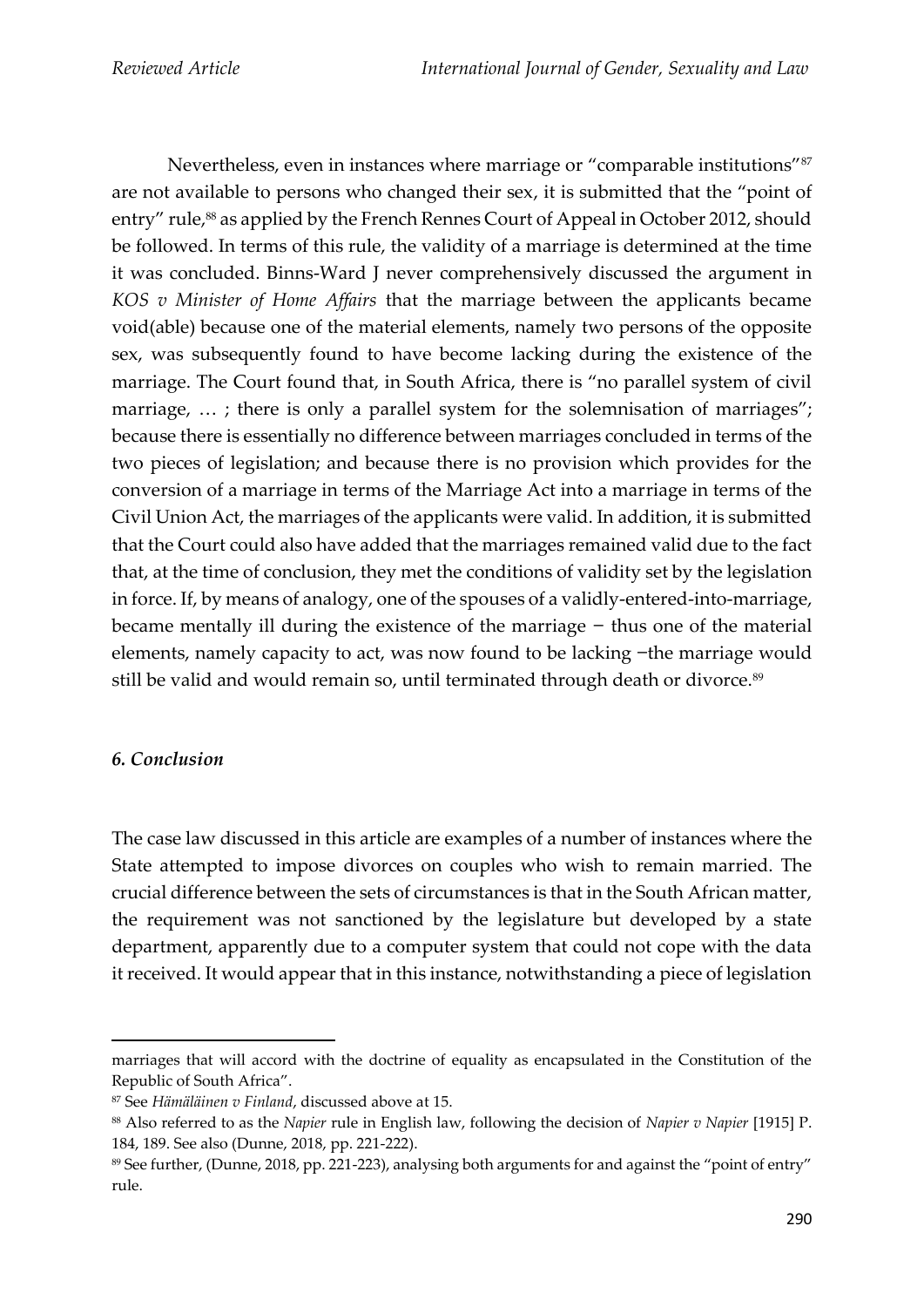Nevertheless, even in instances where marriage or "comparable institutions"[87] are not available to persons who changed their sex, it is submitted that the "point of entry" rule,[88] as applied by the French Rennes Court of Appeal in October 2012, should be followed. In terms of this rule, the validity of a marriage is determined at the time it was concluded. Binns-Ward J never comprehensively discussed the argument in *KOS v Minister of Home Affairs* that the marriage between the applicants became void(able) because one of the material elements, namely two persons of the opposite sex, was subsequently found to have become lacking during the existence of the marriage. The Court found that, in South Africa, there is "no parallel system of civil marriage, … ; there is only a parallel system for the solemnisation of marriages"; because there is essentially no difference between marriages concluded in terms of the two pieces of legislation; and because there is no provision which provides for the conversion of a marriage in terms of the Marriage Act into a marriage in terms of the Civil Union Act, the marriages of the applicants were valid. In addition, it is submitted that the Court could also have added that the marriages remained valid due to the fact that, at the time of conclusion, they met the conditions of validity set by the legislation in force. If, by means of analogy, one of the spouses of a validly-entered-into-marriage, became mentally ill during the existence of the marriage − thus one of the material elements, namely capacity to act, was now found to be lacking −the marriage would still be valid and would remain so, until terminated through death or divorce.[89]

### *6. Conclusion*

The case law discussed in this article are examples of a number of instances where the State attempted to impose divorces on couples who wish to remain married. The crucial difference between the sets of circumstances is that in the South African matter, the requirement was not sanctioned by the legislature but developed by a state department, apparently due to a computer system that could not cope with the data it received. It would appear that in this instance, notwithstanding a piece of legislation

---

marriages that will accord with the doctrine of equality as encapsulated in the Constitution of the Republic of South Africa".

[87] See *Hämäläinen v Finland*, discussed above at 15.

[88] Also referred to as the *Napier* rule in English law, following the decision of *Napier v Napier* [1915] P. 184, 189. See also (Dunne, 2018, pp. 221-222).

[89] See further, (Dunne, 2018, pp. 221-223), analysing both arguments for and against the "point of entry" rule.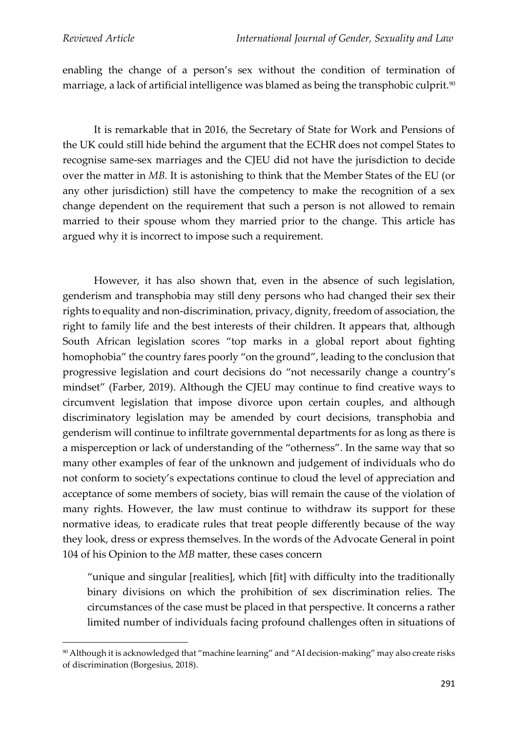enabling the change of a person's sex without the condition of termination of marriage, a lack of artificial intelligence was blamed as being the transphobic culprit.[90]

It is remarkable that in 2016, the Secretary of State for Work and Pensions of the UK could still hide behind the argument that the ECHR does not compel States to recognise same-sex marriages and the CJEU did not have the jurisdiction to decide over the matter in *MB*. It is astonishing to think that the Member States of the EU (or any other jurisdiction) still have the competency to make the recognition of a sex change dependent on the requirement that such a person is not allowed to remain married to their spouse whom they married prior to the change. This article has argued why it is incorrect to impose such a requirement.

However, it has also shown that, even in the absence of such legislation, genderism and transphobia may still deny persons who had changed their sex their rights to equality and non-discrimination, privacy, dignity, freedom of association, the right to family life and the best interests of their children. It appears that, although South African legislation scores "top marks in a global report about fighting homophobia" the country fares poorly "on the ground", leading to the conclusion that progressive legislation and court decisions do "not necessarily change a country's mindset" (Farber, 2019). Although the CJEU may continue to find creative ways to circumvent legislation that impose divorce upon certain couples, and although discriminatory legislation may be amended by court decisions, transphobia and genderism will continue to infiltrate governmental departments for as long as there is a misperception or lack of understanding of the "otherness". In the same way that so many other examples of fear of the unknown and judgement of individuals who do not conform to society's expectations continue to cloud the level of appreciation and acceptance of some members of society, bias will remain the cause of the violation of many rights. However, the law must continue to withdraw its support for these normative ideas, to eradicate rules that treat people differently because of the way they look, dress or express themselves. In the words of the Advocate General in point 104 of his Opinion to the *MB* matter, these cases concern

> "unique and singular [realities], which [fit] with difficulty into the traditionally binary divisions on which the prohibition of sex discrimination relies. The circumstances of the case must be placed in that perspective. It concerns a rather limited number of individuals facing profound challenges often in situations of

[90] Although it is acknowledged that "machine learning" and "AI decision-making" may also create risks of discrimination (Borgesius, 2018).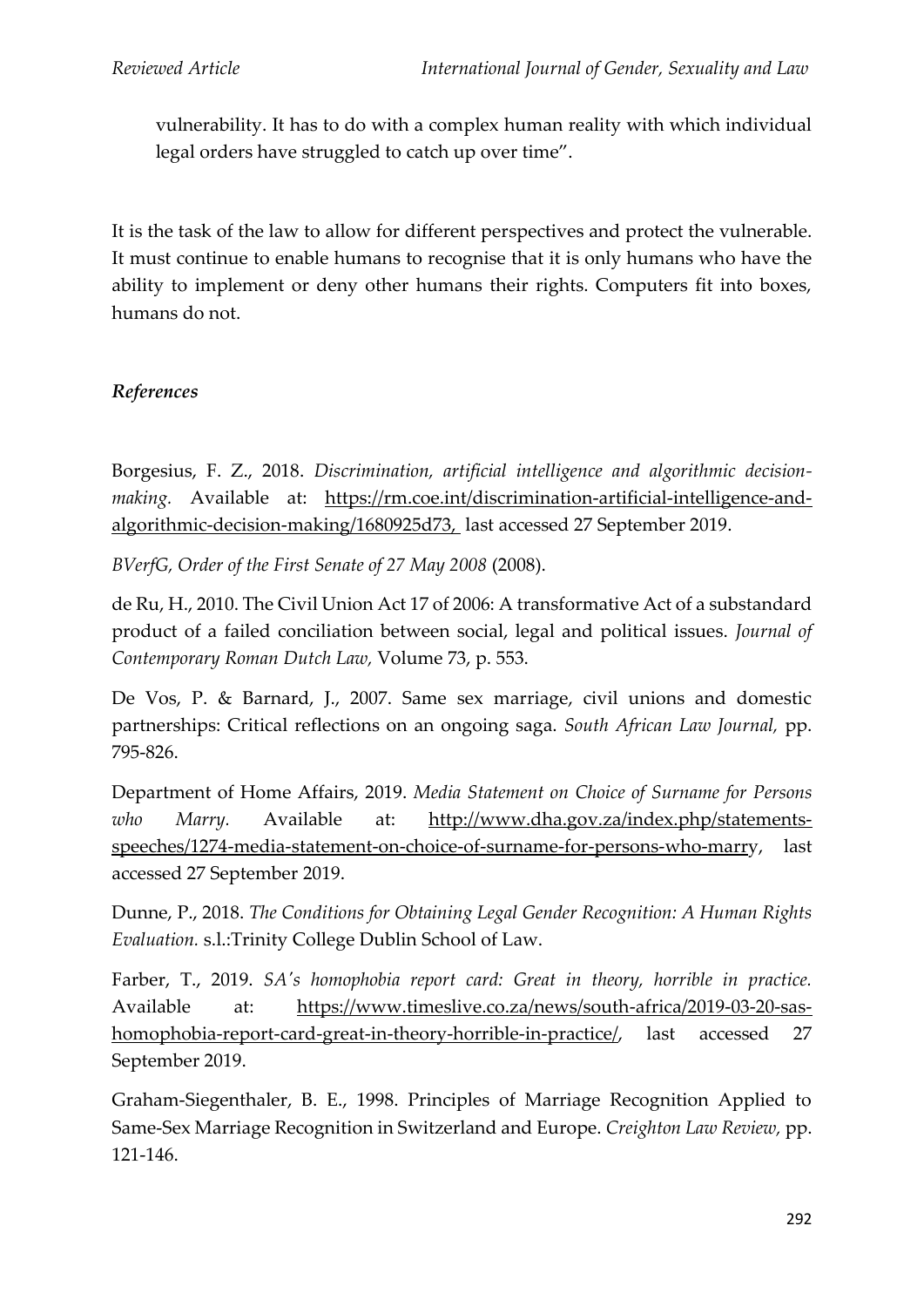vulnerability. It has to do with a complex human reality with which individual legal orders have struggled to catch up over time".

It is the task of the law to allow for different perspectives and protect the vulnerable. It must continue to enable humans to recognise that it is only humans who have the ability to implement or deny other humans their rights. Computers fit into boxes, humans do not.

### *References*

Borgesius, F. Z., 2018. *Discrimination, artificial intelligence and algorithmic decision-making.* Available at: https://rm.coe.int/discrimination-artificial-intelligence-and-algorithmic-decision-making/1680925d73, last accessed 27 September 2019.

*BVerfG, Order of the First Senate of 27 May 2008* (2008).

de Ru, H., 2010. The Civil Union Act 17 of 2006: A transformative Act of a substandard product of a failed conciliation between social, legal and political issues. *Journal of Contemporary Roman Dutch Law,* Volume 73, p. 553.

De Vos, P. & Barnard, J., 2007. Same sex marriage, civil unions and domestic partnerships: Critical reflections on an ongoing saga. *South African Law Journal,* pp. 795-826.

Department of Home Affairs, 2019. *Media Statement on Choice of Surname for Persons who Marry.* Available at: http://www.dha.gov.za/index.php/statements-speeches/1274-media-statement-on-choice-of-surname-for-persons-who-marry, last accessed 27 September 2019.

Dunne, P., 2018. *The Conditions for Obtaining Legal Gender Recognition: A Human Rights Evaluation.* s.l.:Trinity College Dublin School of Law.

Farber, T., 2019. *SA's homophobia report card: Great in theory, horrible in practice.* Available at: https://www.timeslive.co.za/news/south-africa/2019-03-20-sas-homophobia-report-card-great-in-theory-horrible-in-practice/, last accessed 27 September 2019.

Graham-Siegenthaler, B. E., 1998. Principles of Marriage Recognition Applied to Same-Sex Marriage Recognition in Switzerland and Europe. *Creighton Law Review,* pp. 121-146.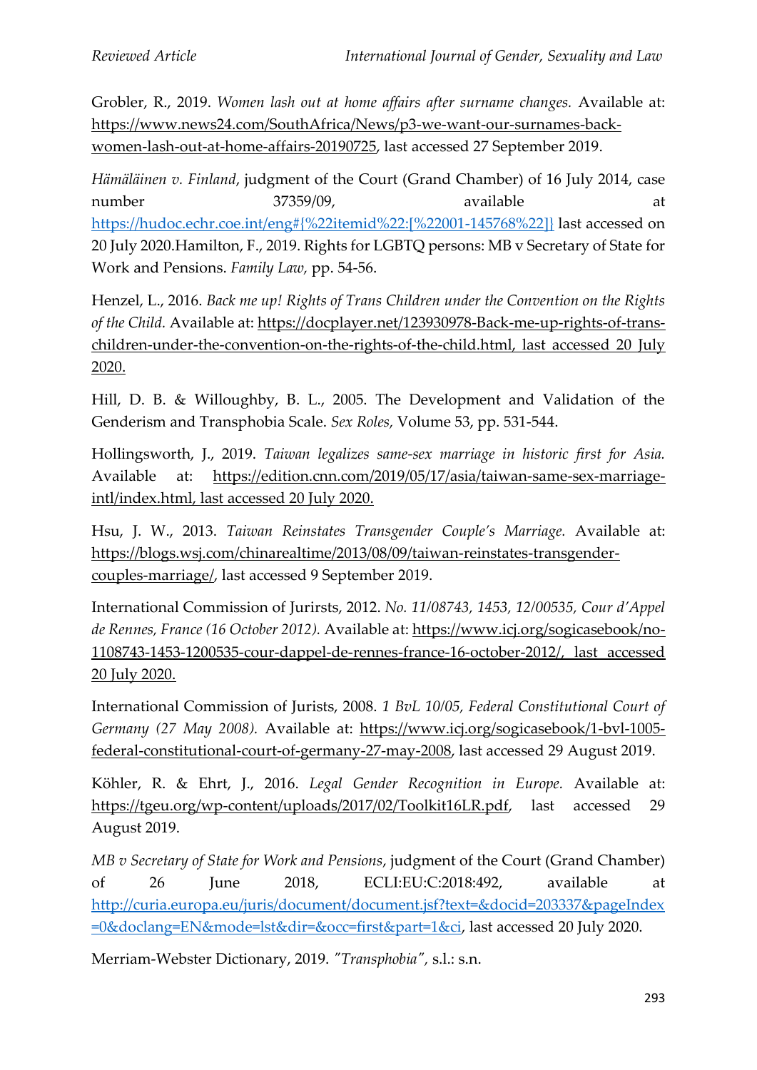Grobler, R., 2019. *Women lash out at home affairs after surname changes.* Available at: https://www.news24.com/SouthAfrica/News/p3-we-want-our-surnames-back-women-lash-out-at-home-affairs-20190725, last accessed 27 September 2019.

*Hämäläinen v. Finland*, judgment of the Court (Grand Chamber) of 16 July 2014, case number 37359/09, available at https://hudoc.echr.coe.int/eng#{%22itemid%22:[%22001-145768%22]} last accessed on 20 July 2020.Hamilton, F., 2019. Rights for LGBTQ persons: MB v Secretary of State for Work and Pensions. *Family Law,* pp. 54-56.

Henzel, L., 2016. *Back me up! Rights of Trans Children under the Convention on the Rights of the Child.* Available at: https://docplayer.net/123930978-Back-me-up-rights-of-trans-children-under-the-convention-on-the-rights-of-the-child.html, last accessed 20 July 2020.

Hill, D. B. & Willoughby, B. L., 2005. The Development and Validation of the Genderism and Transphobia Scale. *Sex Roles,* Volume 53, pp. 531-544.

Hollingsworth, J., 2019. *Taiwan legalizes same-sex marriage in historic first for Asia.* Available at: https://edition.cnn.com/2019/05/17/asia/taiwan-same-sex-marriage-intl/index.html, last accessed 20 July 2020.

Hsu, J. W., 2013. *Taiwan Reinstates Transgender Couple's Marriage.* Available at: https://blogs.wsj.com/chinarealtime/2013/08/09/taiwan-reinstates-transgender-couples-marriage/, last accessed 9 September 2019.

International Commission of Jurirsts, 2012. *No. 11/08743, 1453, 12/00535, Cour d'Appel de Rennes, France (16 October 2012).* Available at: https://www.icj.org/sogicasebook/no-1108743-1453-1200535-cour-dappel-de-rennes-france-16-october-2012/, last accessed 20 July 2020.

International Commission of Jurists, 2008. *1 BvL 10/05, Federal Constitutional Court of Germany (27 May 2008).* Available at: https://www.icj.org/sogicasebook/1-bvl-1005-federal-constitutional-court-of-germany-27-may-2008, last accessed 29 August 2019.

Köhler, R. & Ehrt, J., 2016. *Legal Gender Recognition in Europe.* Available at: https://tgeu.org/wp-content/uploads/2017/02/Toolkit16LR.pdf, last accessed 29 August 2019.

*MB v Secretary of State for Work and Pensions*, judgment of the Court (Grand Chamber) of 26 June 2018, ECLI:EU:C:2018:492, available at http://curia.europa.eu/juris/document/document.jsf?text=&docid=203337&pageIndex=0&doclang=EN&mode=lst&dir=&occ=first&part=1&ci, last accessed 20 July 2020.

Merriam-Webster Dictionary, 2019. *"Transphobia",* s.l.: s.n.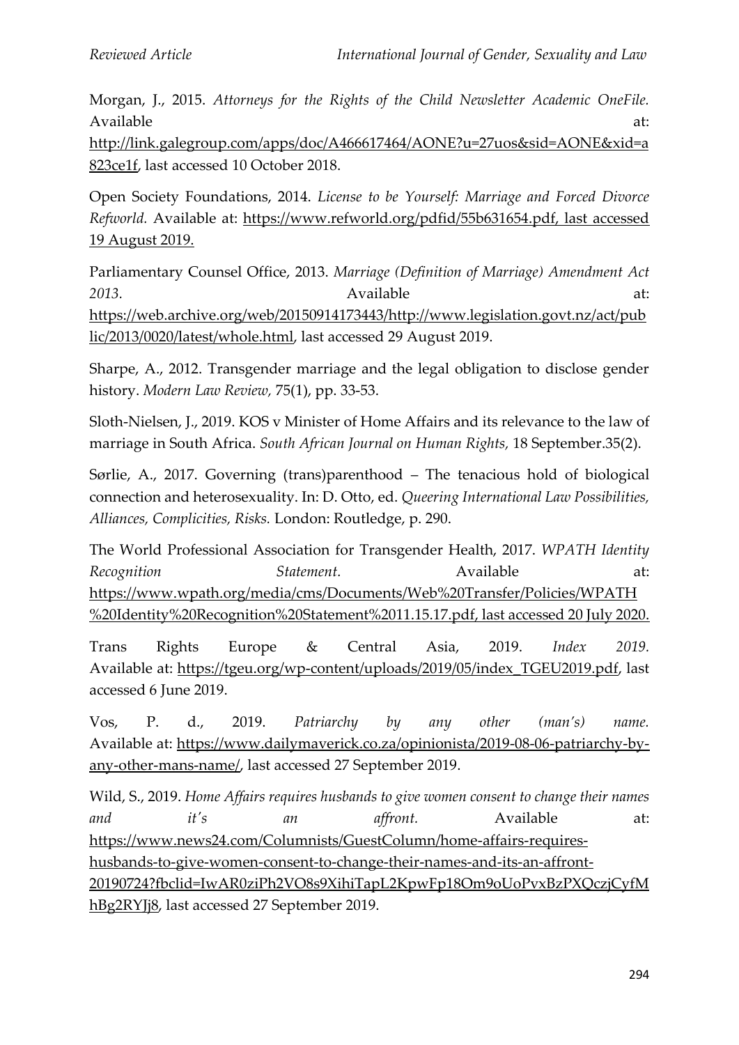Morgan, J., 2015. *Attorneys for the Rights of the Child Newsletter Academic OneFile.* Available at: http://link.galegroup.com/apps/doc/A466617464/AONE?u=27uos&sid=AONE&xid=a823ce1f, last accessed 10 October 2018.

Open Society Foundations, 2014. *License to be Yourself: Marriage and Forced Divorce Refworld.* Available at: https://www.refworld.org/pdfid/55b631654.pdf, last accessed 19 August 2019.

Parliamentary Counsel Office, 2013. *Marriage (Definition of Marriage) Amendment Act 2013.* Available at: https://web.archive.org/web/20150914173443/http://www.legislation.govt.nz/act/public/2013/0020/latest/whole.html, last accessed 29 August 2019.

Sharpe, A., 2012. Transgender marriage and the legal obligation to disclose gender history. *Modern Law Review,* 75(1), pp. 33-53.

Sloth-Nielsen, J., 2019. KOS v Minister of Home Affairs and its relevance to the law of marriage in South Africa. *South African Journal on Human Rights,* 18 September.35(2).

Sørlie, A., 2017. Governing (trans)parenthood – The tenacious hold of biological connection and heterosexuality. In: D. Otto, ed. *Queering International Law Possibilities, Alliances, Complicities, Risks.* London: Routledge, p. 290.

The World Professional Association for Transgender Health, 2017. *WPATH Identity Recognition Statement.* Available at: https://www.wpath.org/media/cms/Documents/Web%20Transfer/Policies/WPATH%20Identity%20Recognition%20Statement%2011.15.17.pdf, last accessed 20 July 2020.

Trans Rights Europe & Central Asia, 2019. *Index 2019.* Available at: https://tgeu.org/wp-content/uploads/2019/05/index_TGEU2019.pdf, last accessed 6 June 2019.

Vos, P. d., 2019. *Patriarchy by any other (man's) name.* Available at: https://www.dailymaverick.co.za/opinionista/2019-08-06-patriarchy-by-any-other-mans-name/, last accessed 27 September 2019.

Wild, S., 2019. *Home Affairs requires husbands to give women consent to change their names and it's an affront.* Available at: https://www.news24.com/Columnists/GuestColumn/home-affairs-requires-husbands-to-give-women-consent-to-change-their-names-and-its-an-affront-20190724?fbclid=IwAR0ziPh2VO8s9XihiTapL2KpwFp18Om9oUoPvxBzPXQczjCyfMhBg2RYJj8, last accessed 27 September 2019.